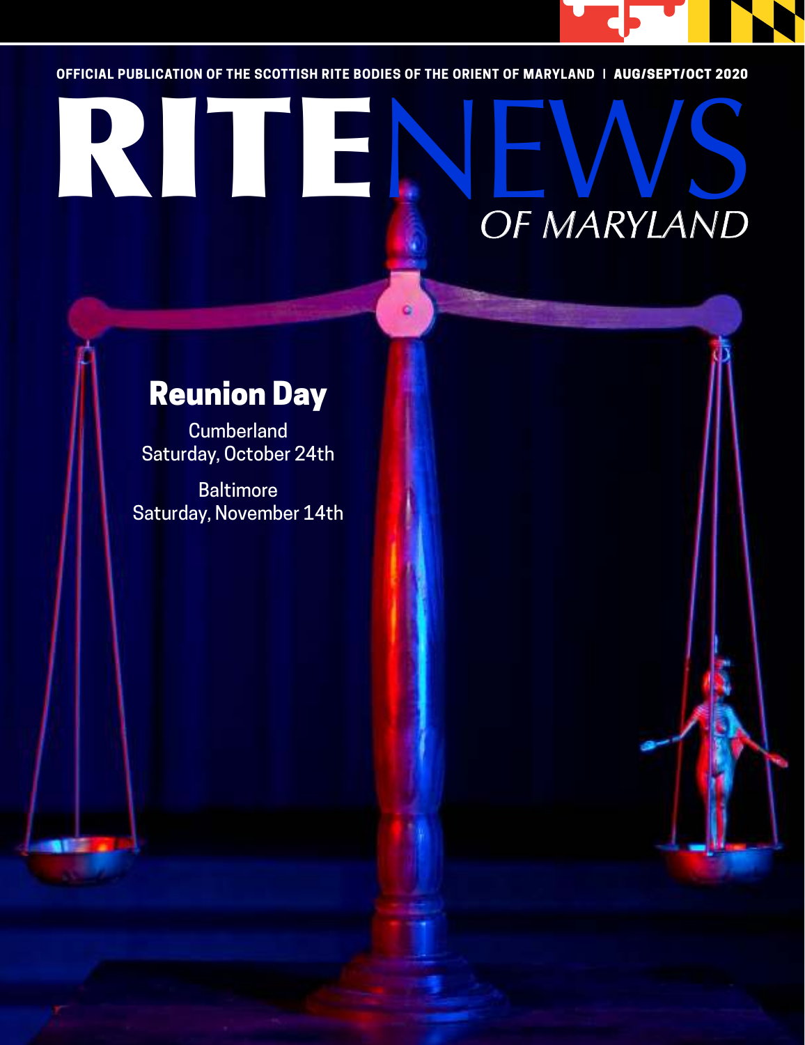OFFICIAL PUBLICATION OF THE SCOTTISH RITE BODIES OF THE ORIENT OF MARYLAND | AUG/SEPT/OCT 2020

# RITENEWS OF MARYLAND

## Reunion Day

Cumberland
Saturday, October 24th

Baltimore
Saturday, November 14th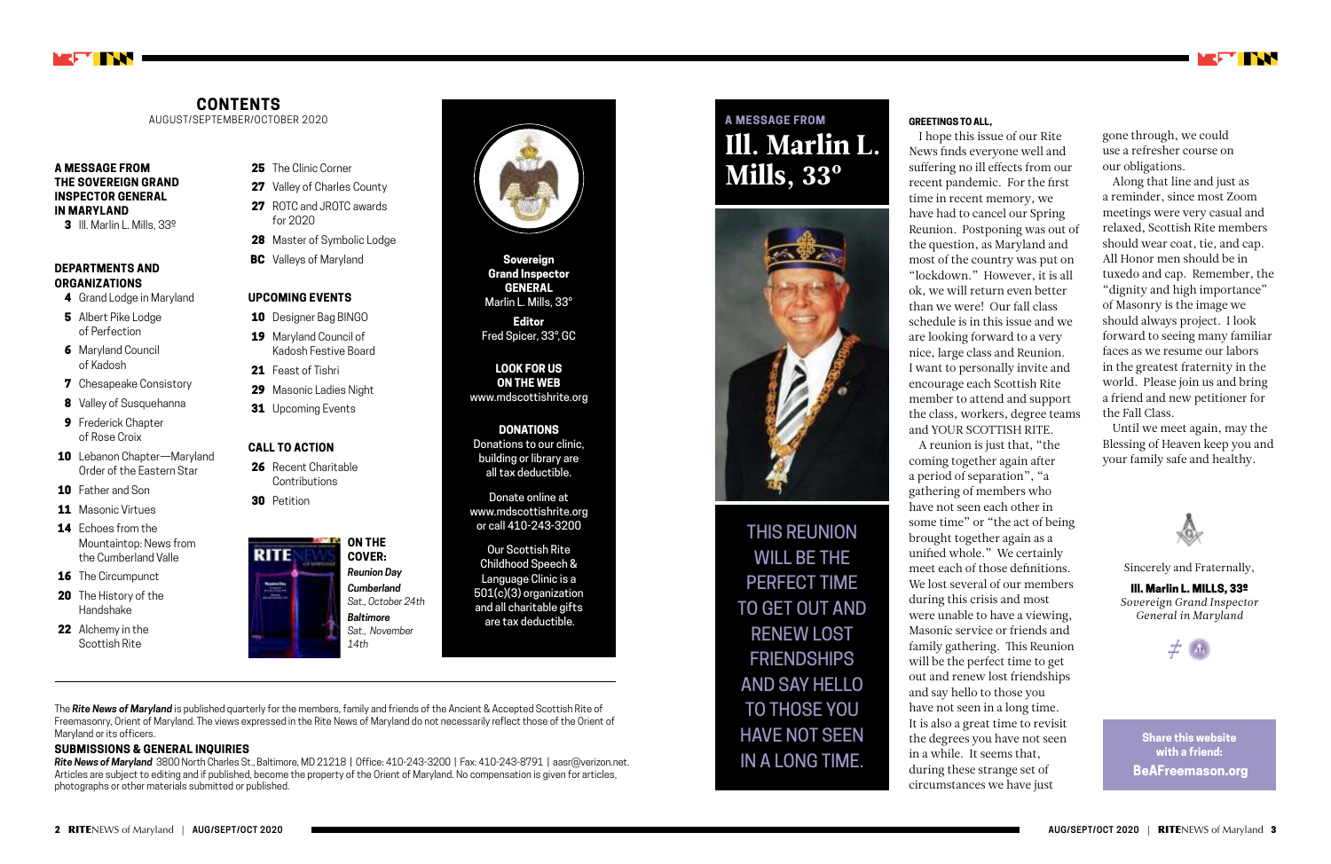## CONTENTS

AUGUST/SEPTEMBER/OCTOBER 2020

**A MESSAGE FROM THE SOVEREIGN GRAND INSPECTOR GENERAL IN MARYLAND**

- **3** Ill. Marlin L. Mills, 33º

**DEPARTMENTS AND ORGANIZATIONS**

- **4** Grand Lodge in Maryland
- **5** Albert Pike Lodge of Perfection
- **6** Maryland Council of Kadosh
- **7** Chesapeake Consistory
- **8** Valley of Susquehanna
- **9** Frederick Chapter of Rose Croix
- **10** Lebanon Chapter—Maryland Order of the Eastern Star
- **10** Father and Son
- **11** Masonic Virtues
- **14** Echoes from the Mountaintop: News from the Cumberland Valle
- **16** The Circumpunct
- **20** The History of the Handshake
- **22** Alchemy in the Scottish Rite
- **25** The Clinic Corner
- **27** Valley of Charles County
- **27** ROTC and JROTC awards for 2020
- **28** Master of Symbolic Lodge
- **BC** Valleys of Maryland

**UPCOMING EVENTS**

- **10** Designer Bag BINGO
- **19** Maryland Council of Kadosh Festive Board
- **21** Feast of Tishri
- **29** Masonic Ladies Night
- **31** Upcoming Events

**CALL TO ACTION**

- **26** Recent Charitable Contributions
- **30** Petition

**ON THE COVER:**
*Reunion Day*
***Cumberland***
*Sat., October 24th*
***Baltimore***
*Sat., November 14th*

**Sovereign Grand Inspector GENERAL**
Marlin L. Mills, 33°

**Editor**
Fred Spicer, 33°, GC

**LOOK FOR US ON THE WEB**
www.mdscottishrite.org

**DONATIONS**
Donations to our clinic, building or library are all tax deductible.

Donate online at www.mdscottishrite.org or call 410-243-3200

Our Scottish Rite Childhood Speech & Language Clinic is a 501(c)(3) organization and all charitable gifts are tax deductible.

The ***Rite News of Maryland*** is published quarterly for the members, family and friends of the Ancient & Accepted Scottish Rite of Freemasonry, Orient of Maryland. The views expressed in the Rite News of Maryland do not necessarily reflect those of the Orient of Maryland or its officers.

**SUBMISSIONS & GENERAL INQUIRIES**

***Rite News of Maryland*** 3800 North Charles St., Baltimore, MD 21218 | Office: 410-243-3200 | Fax: 410-243-8791 | aasr@verizon.net. Articles are subject to editing and if published, become the property of the Orient of Maryland. No compensation is given for articles, photographs or other materials submitted or published.

## A MESSAGE FROM

# Ill. Marlin L. Mills, 33°

**GREETINGS TO ALL,**

I hope this issue of our Rite News finds everyone well and suffering no ill effects from our recent pandemic. For the first time in recent memory, we have had to cancel our Spring Reunion. Postponing was out of the question, as Maryland and most of the country was put on "lockdown." However, it is all ok, we will return even better than we were! Our fall class schedule is in this issue and we are looking forward to a very nice, large class and Reunion. I want to personally invite and encourage each Scottish Rite member to attend and support the class, workers, degree teams and YOUR SCOTTISH RITE.

A reunion is just that, "the coming together again after a period of separation", "a gathering of members who have not seen each other in some time" or "the act of being brought together again as a unified whole." We certainly meet each of those definitions. We lost several of our members during this crisis and most were unable to have a viewing, Masonic service or friends and family gathering. This Reunion will be the perfect time to get out and renew lost friendships and say hello to those you have not seen in a long time. It is also a great time to revisit the degrees you have not seen in a while. It seems that, during these strange set of circumstances we have just gone through, we could use a refresher course on our obligations.

Along that line and just as a reminder, since most Zoom meetings were very casual and relaxed, Scottish Rite members should wear coat, tie, and cap. All Honor men should be in tuxedo and cap. Remember, the "dignity and high importance" of Masonry is the image we should always project. I look forward to seeing many familiar faces as we resume our labors in the greatest fraternity in the world. Please join us and bring a friend and new petitioner for the Fall Class.

Until we meet again, may the Blessing of Heaven keep you and your family safe and healthy.

THIS REUNION WILL BE THE PERFECT TIME TO GET OUT AND RENEW LOST FRIENDSHIPS AND SAY HELLO TO THOSE YOU HAVE NOT SEEN IN A LONG TIME.

Sincerely and Fraternally,

**Ill. Marlin L. MILLS, 33º**
*Sovereign Grand Inspector General in Maryland*

**Share this website with a friend:**
**BeAFreemason.org**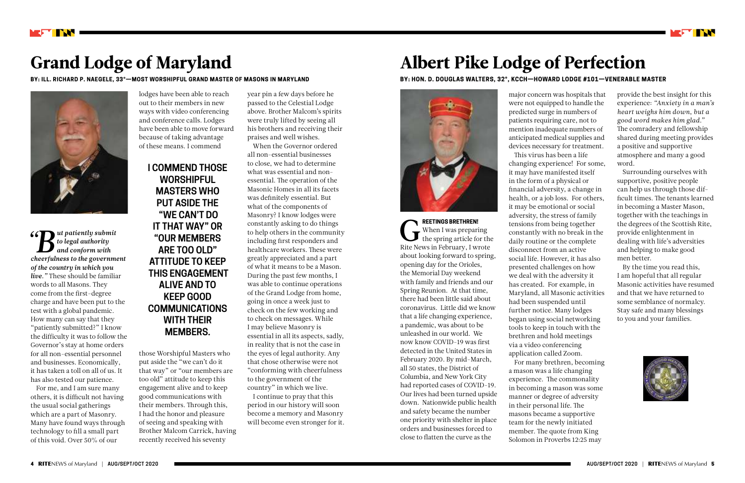# Grand Lodge of Maryland

**BY: ILL. RICHARD P. NAEGELE, 33°—MOST WORSHIPFUL GRAND MASTER OF MASONS IN MARYLAND**

***"But patiently submit to legal authority and conform with cheerfulness to the government of the country in which you live."*** These should be familiar words to all Masons. They come from the first-degree charge and have been put to the test with a global pandemic. How many can say that they "patiently submitted?" I know the difficulty it was to follow the Governor's stay at home orders for all non-essential personnel and businesses. Economically, it has taken a toll on all of us. It has also tested our patience.

For me, and I am sure many others, it is difficult not having the usual social gatherings which are a part of Masonry. Many have found ways through technology to fill a small part of this void. Over 50% of our lodges have been able to reach out to their members in new ways with video conferencing and conference calls. Lodges have been able to move forward because of taking advantage of these means. I commend those Worshipful Masters who put aside the "we can't do it that way" or "our members are too old" attitude to keep this engagement alive and to keep good communications with their members. Through this, I had the honor and pleasure of seeing and speaking with Brother Malcom Carrick, having recently received his seventy year pin a few days before he passed to the Celestial Lodge above. Brother Malcom's spirits were truly lifted by seeing all his brothers and receiving their praises and well wishes.

**I COMMEND THOSE WORSHIPFUL MASTERS WHO PUT ASIDE THE "WE CAN'T DO IT THAT WAY" OR "OUR MEMBERS ARE TOO OLD" ATTITUDE TO KEEP THIS ENGAGEMENT ALIVE AND TO KEEP GOOD COMMUNICATIONS WITH THEIR MEMBERS.**

When the Governor ordered all non-essential businesses to close, we had to determine what was essential and non-essential. The operation of the Masonic Homes in all its facets was definitely essential. But what of the components of Masonry? I know lodges were constantly asking to do things to help others in the community including first responders and healthcare workers. These were greatly appreciated and a part of what it means to be a Mason. During the past few months, I was able to continue operations of the Grand Lodge from home, going in once a week just to check on the few working and to check on messages. While I may believe Masonry is essential in all its aspects, sadly, in reality that is not the case in the eyes of legal authority. Any that chose otherwise were not "conforming with cheerfulness to the government of the country" in which we live.

I continue to pray that this period in our history will soon become a memory and Masonry will become even stronger for it.

# Albert Pike Lodge of Perfection

**BY: HON. D. DOUGLAS WALTERS, 32°, KCCH—HOWARD LODGE #101—VENERABLE MASTER**

**GREETINGS BRETHREN!** When I was preparing the spring article for the Rite News in February, I wrote about looking forward to spring, opening day for the Orioles, the Memorial Day weekend with family and friends and our Spring Reunion. At that time, there had been little said about coronavirus. Little did we know that a life changing experience, a pandemic, was about to be unleashed in our world. We now know COVID-19 was first detected in the United States in February 2020. By mid-March, all 50 states, the District of Columbia, and New York City had reported cases of COVID-19. Our lives had been turned upside down. Nationwide public health and safety became the number one priority with shelter in place orders and businesses forced to close to flatten the curve as the major concern was hospitals that were not equipped to handle the predicted surge in numbers of patients requiring care, not to mention inadequate numbers of anticipated medical supplies and devices necessary for treatment.

This virus has been a life changing experience! For some, it may have manifested itself in the form of a physical or financial adversity, a change in health, or a job loss. For others, it may be emotional or social adversity, the stress of family tensions from being together constantly with no break in the daily routine or the complete disconnect from an active social life. However, it has also presented challenges on how we deal with the adversity it has created. For example, in Maryland, all Masonic activities had been suspended until further notice. Many lodges began using social networking tools to keep in touch with the brethren and hold meetings via a video conferencing application called Zoom.

For many brethren, becoming a mason was a life changing experience. The commonality in becoming a mason was some manner or degree of adversity in their personal life. The masons became a supportive team for the newly initiated member. The quote from King Solomon in Proverbs 12:25 may provide the best insight for this experience: *"Anxiety in a man's heart weighs him down, but a good word makes him glad."* The comradery and fellowship shared during meeting provides a positive and supportive atmosphere and many a good word.

Surrounding ourselves with supportive, positive people can help us through those difficult times. The tenants learned in becoming a Master Mason, together with the teachings in the degrees of the Scottish Rite, provide enlightenment in dealing with life's adversities and helping to make good men better.

By the time you read this, I am hopeful that all regular Masonic activities have resumed and that we have returned to some semblance of normalcy. Stay safe and many blessings to you and your families.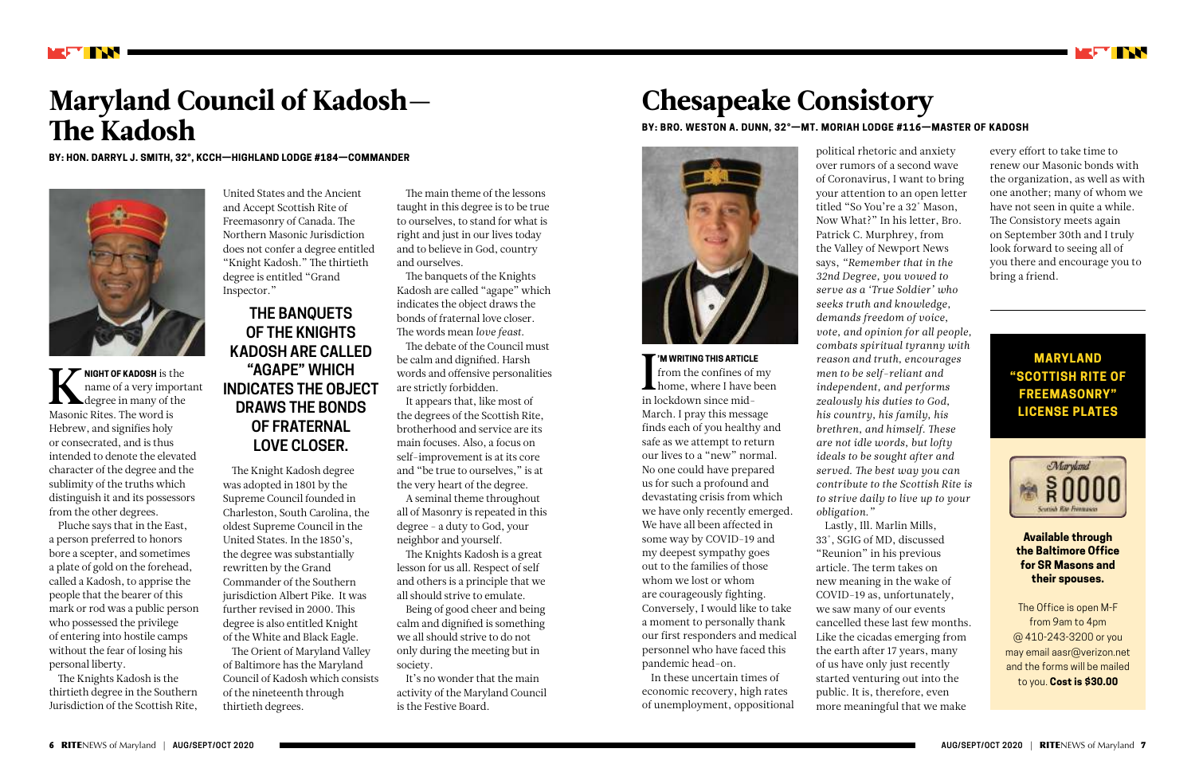# Maryland Council of Kadosh— The Kadosh

**BY: HON. DARRYL J. SMITH, 32°, KCCH—HIGHLAND LODGE #184—COMMANDER**

**KNIGHT OF KADOSH** is the name of a very important degree in many of the Masonic Rites. The word is Hebrew, and signifies holy or consecrated, and is thus intended to denote the elevated character of the degree and the sublimity of the truths which distinguish it and its possessors from the other degrees.

Pluche says that in the East, a person preferred to honors bore a scepter, and sometimes a plate of gold on the forehead, called a Kadosh, to apprise the people that the bearer of this mark or rod was a public person who possessed the privilege of entering into hostile camps without the fear of losing his personal liberty.

The Knights Kadosh is the thirtieth degree in the Southern Jurisdiction of the Scottish Rite, United States and the Ancient and Accept Scottish Rite of Freemasonry of Canada. The Northern Masonic Jurisdiction does not confer a degree entitled "Knight Kadosh." The thirtieth degree is entitled "Grand Inspector."

> **THE BANQUETS OF THE KNIGHTS KADOSH ARE CALLED "AGAPE" WHICH INDICATES THE OBJECT DRAWS THE BONDS OF FRATERNAL LOVE CLOSER.**

The Knight Kadosh degree was adopted in 1801 by the Supreme Council founded in Charleston, South Carolina, the oldest Supreme Council in the United States. In the 1850's, the degree was substantially rewritten by the Grand Commander of the Southern jurisdiction Albert Pike. It was further revised in 2000. This degree is also entitled Knight of the White and Black Eagle.

The Orient of Maryland Valley of Baltimore has the Maryland Council of Kadosh which consists of the nineteenth through thirtieth degrees.

The main theme of the lessons taught in this degree is to be true to ourselves, to stand for what is right and just in our lives today and to believe in God, country and ourselves.

The banquets of the Knights Kadosh are called "agape" which indicates the object draws the bonds of fraternal love closer. The words mean *love feast*.

The debate of the Council must be calm and dignified. Harsh words and offensive personalities are strictly forbidden.

It appears that, like most of the degrees of the Scottish Rite, brotherhood and service are its main focuses. Also, a focus on self-improvement is at its core and "be true to ourselves," is at the very heart of the degree.

A seminal theme throughout all of Masonry is repeated in this degree - a duty to God, your neighbor and yourself.

The Knights Kadosh is a great lesson for us all. Respect of self and others is a principle that we all should strive to emulate.

Being of good cheer and being calm and dignified is something we all should strive to do not only during the meeting but in society.

It's no wonder that the main activity of the Maryland Council is the Festive Board.

# Chesapeake Consistory

**BY: BRO. WESTON A. DUNN, 32°—MT. MORIAH LODGE #116—MASTER OF KADOSH**

**I'M WRITING THIS ARTICLE** from the confines of my home, where I have been in lockdown since mid-March. I pray this message finds each of you healthy and safe as we attempt to return our lives to a "new" normal. No one could have prepared us for such a profound and devastating crisis from which we have only recently emerged. We have all been affected in some way by COVID-19 and my deepest sympathy goes out to the families of those whom we lost or whom are courageously fighting. Conversely, I would like to take a moment to personally thank our first responders and medical personnel who have faced this pandemic head-on.

In these uncertain times of economic recovery, high rates of unemployment, oppositional political rhetoric and anxiety over rumors of a second wave of Coronavirus, I want to bring your attention to an open letter titled "So You're a 32° Mason, Now What?" In his letter, Bro. Patrick C. Murphrey, from the Valley of Newport News says, *"Remember that in the 32nd Degree, you vowed to serve as a 'True Soldier' who seeks truth and knowledge, demands freedom of voice, vote, and opinion for all people, combats spiritual tyranny with reason and truth, encourages men to be self-reliant and independent, and performs zealously his duties to God, his country, his family, his brethren, and himself. These are not idle words, but lofty ideals to be sought after and served. The best way you can contribute to the Scottish Rite is to strive daily to live up to your obligation."*

Lastly, Ill. Marlin Mills, 33°, SGIG of MD, discussed "Reunion" in his previous article. The term takes on new meaning in the wake of COVID-19 as, unfortunately, we saw many of our events cancelled these last few months. Like the cicadas emerging from the earth after 17 years, many of us have only just recently started venturing out into the public. It is, therefore, even more meaningful that we make every effort to take time to renew our Masonic bonds with the organization, as well as with one another; many of whom we have not seen in quite a while. The Consistory meets again on September 30th and I truly look forward to seeing all of you there and encourage you to bring a friend.

## MARYLAND "SCOTTISH RITE OF FREEMASONRY" LICENSE PLATES

**Available through the Baltimore Office for SR Masons and their spouses.**

The Office is open M-F from 9am to 4pm @ 410-243-3200 or you may email aasr@verizon.net and the forms will be mailed to you. **Cost is $30.00**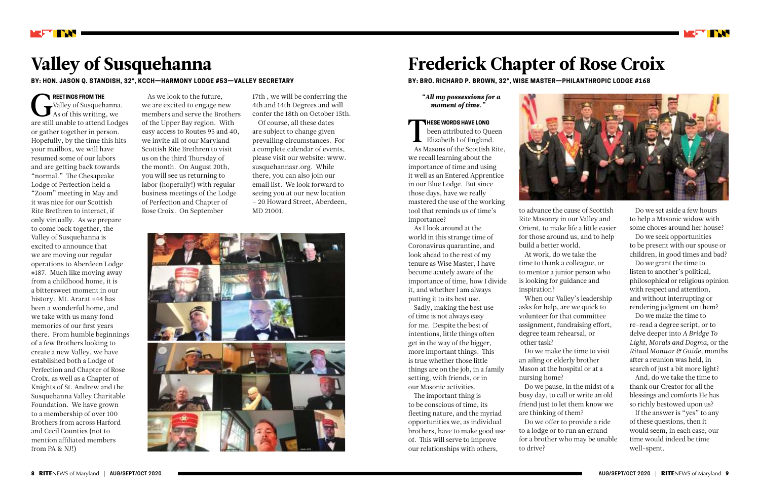# Valley of Susquehanna

**BY: HON. JASON Q. STANDISH, 32°, KCCH—HARMONY LODGE #53—VALLEY SECRETARY**

**GREETINGS FROM THE** Valley of Susquehanna. As of this writing, we are still unable to attend Lodges or gather together in person. Hopefully, by the time this hits your mailbox, we will have resumed some of our labors and are getting back towards "normal." The Chesapeake Lodge of Perfection held a "Zoom" meeting in May and it was nice for our Scottish Rite Brethren to interact, if only virtually. As we prepare to come back together, the Valley of Susquehanna is excited to announce that we are moving our regular operations to Aberdeen Lodge #187. Much like moving away from a childhood home, it is a bittersweet moment in our history. Mt. Ararat #44 has been a wonderful home, and we take with us many fond memories of our first years there. From humble beginnings of a few Brothers looking to create a new Valley, we have established both a Lodge of Perfection and Chapter of Rose Croix, as well as a Chapter of Knights of St. Andrew and the Susquehanna Valley Charitable Foundation. We have grown to a membership of over 100 Brothers from across Harford and Cecil Counties (not to mention affiliated members from PA & NJ!)

As we look to the future, we are excited to engage new members and serve the Brothers of the Upper Bay region. With easy access to Routes 95 and 40, we invite all of our Maryland Scottish Rite Brethren to visit us on the third Thursday of the month. On August 20th, you will see us returning to labor (hopefully!) with regular business meetings of the Lodge of Perfection and Chapter of Rose Croix. On September 17th , we will be conferring the 4th and 14th Degrees and will confer the 18th on October 15th.

Of course, all these dates are subject to change given prevailing circumstances. For a complete calendar of events, please visit our website: www.susquehannasr.org. While there, you can also join our email list. We look forward to seeing you at our new location – 20 Howard Street, Aberdeen, MD 21001.

# Frederick Chapter of Rose Croix

**BY: BRO. RICHARD P. BROWN, 32°, WISE MASTER—PHILANTHROPIC LODGE #168**

*"All my possessions for a moment of time."*

**THESE WORDS HAVE LONG** been attributed to Queen Elizabeth I of England.

As Masons of the Scottish Rite, we recall learning about the importance of time and using it well as an Entered Apprentice in our Blue Lodge. But since those days, have we really mastered the use of the working tool that reminds us of time's importance?

As I look around at the world in this strange time of Coronavirus quarantine, and look ahead to the rest of my tenure as Wise Master, I have become acutely aware of the importance of time, how I divide it, and whether I am always putting it to its best use.

Sadly, making the best use of time is not always easy for me. Despite the best of intentions, little things often get in the way of the bigger, more important things. This is true whether those little things are on the job, in a family setting, with friends, or in our Masonic activities.

The important thing is to be conscious of time, its fleeting nature, and the myriad opportunities we, as individual brothers, have to make good use of. This will serve to improve our relationships with others, to advance the cause of Scottish Rite Masonry in our Valley and Orient, to make life a little easier for those around us, and to help build a better world.

At work, do we take the time to thank a colleague, or to mentor a junior person who is looking for guidance and inspiration?

When our Valley's leadership asks for help, are we quick to volunteer for that committee assignment, fundraising effort, degree team rehearsal, or other task?

Do we make the time to visit an ailing or elderly brother Mason at the hospital or at a nursing home?

Do we pause, in the midst of a busy day, to call or write an old friend just to let them know we are thinking of them?

Do we offer to provide a ride to a lodge or to run an errand for a brother who may be unable to drive?

Do we set aside a few hours to help a Masonic widow with some chores around her house?

Do we seek opportunities to be present with our spouse or children, in good times and bad?

Do we grant the time to listen to another's political, philosophical or religious opinion with respect and attention, and without interrupting or rendering judgment on them?

Do we make the time to re-read a degree script, or to delve deeper into *A Bridge To Light, Morals and Dogma,* or the *Ritual Monitor & Guide,* months after a reunion was held, in search of just a bit more light?

And, do we take the time to thank our Creator for all the blessings and comforts He has so richly bestowed upon us?

If the answer is "yes" to any of these questions, then it would seem, in each case, our time would indeed be time well-spent.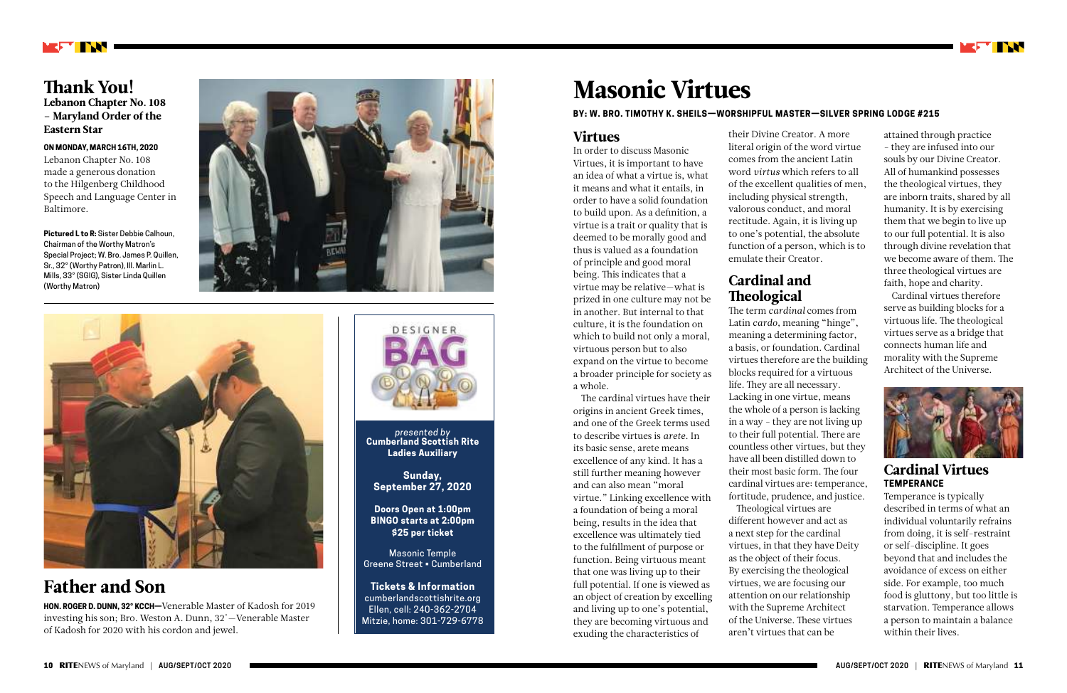## Thank You!

### Lebanon Chapter No. 108 – Maryland Order of the Eastern Star

**ON MONDAY, MARCH 16TH, 2020**
Lebanon Chapter No. 108 made a generous donation to the Hilgenberg Childhood Speech and Language Center in Baltimore.

**Pictured L to R:** Sister Debbie Calhoun, Chairman of the Worthy Matron's Special Project; W. Bro. James P. Quillen, Sr., 32° (Worthy Patron), Ill. Marlin L. Mills, 33° (SGIG), Sister Linda Quillen (Worthy Matron)

## Father and Son

**HON. ROGER D. DUNN, 32° KCCH—**Venerable Master of Kadosh for 2019 investing his son; Bro. Weston A. Dunn, 32°—Venerable Master of Kadosh for 2020 with his cordon and jewel.

DESIGNER BAG BINGO

*presented by*
**Cumberland Scottish Rite Ladies Auxiliary**

**Sunday, September 27, 2020**

**Doors Open at 1:00pm**
**BINGO starts at 2:00pm**
**$25 per ticket**

Masonic Temple
Greene Street • Cumberland

**Tickets & Information**
cumberlandscottishrite.org
Ellen, cell: 240-362-2704
Mitzie, home: 301-729-6778

# Masonic Virtues

**BY: W. BRO. TIMOTHY K. SHEILS—WORSHIPFUL MASTER—SILVER SPRING LODGE #215**

## Virtues

In order to discuss Masonic Virtues, it is important to have an idea of what a virtue is, what it means and what it entails, in order to have a solid foundation to build upon. As a definition, a virtue is a trait or quality that is deemed to be morally good and thus is valued as a foundation of principle and good moral being. This indicates that a virtue may be relative—what is prized in one culture may not be in another. But internal to that culture, it is the foundation on which to build not only a moral, virtuous person but to also expand on the virtue to become a broader principle for society as a whole.

The cardinal virtues have their origins in ancient Greek times, and one of the Greek terms used to describe virtues is *arete*. In its basic sense, arete means excellence of any kind. It has a still further meaning however and can also mean "moral virtue." Linking excellence with a foundation of being a moral being, results in the idea that excellence was ultimately tied to the fulfillment of purpose or function. Being virtuous meant that one was living up to their full potential. If one is viewed as an object of creation by excelling and living up to one's potential, they are becoming virtuous and exuding the characteristics of their Divine Creator. A more literal origin of the word virtue comes from the ancient Latin word *virtus* which refers to all of the excellent qualities of men, including physical strength, valorous conduct, and moral rectitude. Again, it is living up to one's potential, the absolute function of a person, which is to emulate their Creator.

## Cardinal and Theological

The term *cardinal* comes from Latin *cardo*, meaning "hinge", meaning a determining factor, a basis, or foundation. Cardinal virtues therefore are the building blocks required for a virtuous life. They are all necessary. Lacking in one virtue, means the whole of a person is lacking in a way - they are not living up to their full potential. There are countless other virtues, but they have all been distilled down to their most basic form. The four cardinal virtues are: temperance, fortitude, prudence, and justice.

Theological virtues are different however and act as a next step for the cardinal virtues, in that they have Deity as the object of their focus. By exercising the theological virtues, we are focusing our attention on our relationship with the Supreme Architect of the Universe. These virtues aren't virtues that can be attained through practice - they are infused into our souls by our Divine Creator. All of humankind possesses the theological virtues, they are inborn traits, shared by all humanity. It is by exercising them that we begin to live up to our full potential. It is also through divine revelation that we become aware of them. The three theological virtues are faith, hope and charity.

Cardinal virtues therefore serve as building blocks for a virtuous life. The theological virtues serve as a bridge that connects human life and morality with the Supreme Architect of the Universe.

## Cardinal Virtues

### TEMPERANCE

Temperance is typically described in terms of what an individual voluntarily refrains from doing, it is self-restraint or self-discipline. It goes beyond that and includes the avoidance of excess on either side. For example, too much food is gluttony, but too little is starvation. Temperance allows a person to maintain a balance within their lives.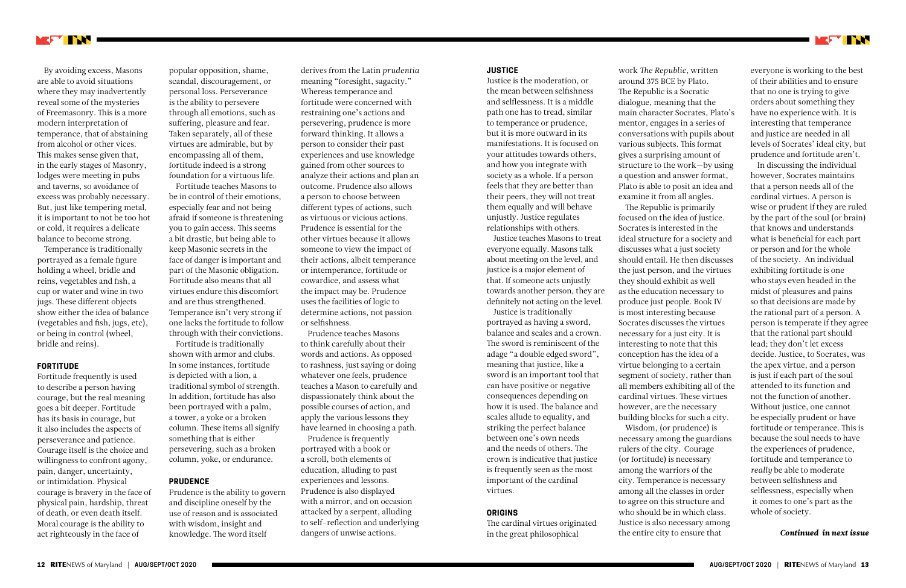By avoiding excess, Masons are able to avoid situations where they may inadvertently reveal some of the mysteries of Freemasonry. This is a more modern interpretation of temperance, that of abstaining from alcohol or other vices. This makes sense given that, in the early stages of Masonry, lodges were meeting in pubs and taverns, so avoidance of excess was probably necessary. But, just like tempering metal, it is important to not be too hot or cold, it requires a delicate balance to become strong.

Temperance is traditionally portrayed as a female figure holding a wheel, bridle and reins, vegetables and fish, a cup or water and wine in two jugs. These different objects show either the idea of balance (vegetables and fish, jugs, etc), or being in control (wheel, bridle and reins).

#### FORTITUDE

Fortitude frequently is used to describe a person having courage, but the real meaning goes a bit deeper. Fortitude has its basis in courage, but it also includes the aspects of perseverance and patience. Courage itself is the choice and willingness to confront agony, pain, danger, uncertainty, or intimidation. Physical courage is bravery in the face of physical pain, hardship, threat of death, or even death itself. Moral courage is the ability to act righteously in the face of popular opposition, shame, scandal, discouragement, or personal loss. Perseverance is the ability to persevere through all emotions, such as suffering, pleasure and fear. Taken separately, all of these virtues are admirable, but by encompassing all of them, fortitude indeed is a strong foundation for a virtuous life.

Fortitude teaches Masons to be in control of their emotions, especially fear and not being afraid if someone is threatening you to gain access. This seems a bit drastic, but being able to keep Masonic secrets in the face of danger is important and part of the Masonic obligation. Fortitude also means that all virtues endure this discomfort and are thus strengthened. Temperance isn't very strong if one lacks the fortitude to follow through with their convictions.

Fortitude is traditionally shown with armor and clubs. In some instances, fortitude is depicted with a lion, a traditional symbol of strength. In addition, fortitude has also been portrayed with a palm, a tower, a yoke or a broken column. These items all signify something that is either persevering, such as a broken column, yoke, or endurance.

#### PRUDENCE

Prudence is the ability to govern and discipline oneself by the use of reason and is associated with wisdom, insight and knowledge. The word itself derives from the Latin *prudentia* meaning "foresight, sagacity." Whereas temperance and fortitude were concerned with restraining one's actions and persevering, prudence is more forward thinking. It allows a person to consider their past experiences and use knowledge gained from other sources to analyze their actions and plan an outcome. Prudence also allows a person to choose between different types of actions, such as virtuous or vicious actions. Prudence is essential for the other virtues because it allows someone to view the impact of their actions, albeit temperance or intemperance, fortitude or cowardice, and assess what the impact may be. Prudence uses the facilities of logic to determine actions, not passion or selfishness.

Prudence teaches Masons to think carefully about their words and actions. As opposed to rashness, just saying or doing whatever one feels, prudence teaches a Mason to carefully and dispassionately think about the possible courses of action, and apply the various lessons they have learned in choosing a path.

Prudence is frequently portrayed with a book or a scroll, both elements of education, alluding to past experiences and lessons. Prudence is also displayed with a mirror, and on occasion attacked by a serpent, alluding to self-reflection and underlying dangers of unwise actions.

#### JUSTICE

Justice is the moderation, or the mean between selfishness and selflessness. It is a middle path one has to tread, similar to temperance or prudence, but it is more outward in its manifestations. It is focused on your attitudes towards others, and how you integrate with society as a whole. If a person feels that they are better than their peers, they will not treat them equally and will behave unjustly. Justice regulates relationships with others.

Justice teaches Masons to treat everyone equally. Masons talk about meeting on the level, and justice is a major element of that. If someone acts unjustly towards another person, they are definitely not acting on the level.

Justice is traditionally portrayed as having a sword, balance and scales and a crown. The sword is reminiscent of the adage "a double edged sword", meaning that justice, like a sword is an important tool that can have positive or negative consequences depending on how it is used. The balance and scales allude to equality, and striking the perfect balance between one's own needs and the needs of others. The crown is indicative that justice is frequently seen as the most important of the cardinal virtues.

#### ORIGINS

The cardinal virtues originated in the great philosophical work *The Republic,* written around 375 BCE by Plato. The Republic is a Socratic dialogue, meaning that the main character Socrates, Plato's mentor, engages in a series of conversations with pupils about various subjects. This format gives a surprising amount of structure to the work—by using a question and answer format, Plato is able to posit an idea and examine it from all angles.

The Republic is primarily focused on the idea of justice. Socrates is interested in the ideal structure for a society and discusses what a just society should entail. He then discusses the just person, and the virtues they should exhibit as well as the education necessary to produce just people. Book IV is most interesting because Socrates discusses the virtues necessary for a just city. It is interesting to note that this conception has the idea of a virtue belonging to a certain segment of society, rather than all members exhibiting all of the cardinal virtues. These virtues however, are the necessary building blocks for such a city.

Wisdom, (or prudence) is necessary among the guardians rulers of the city. Courage (or fortitude) is necessary among the warriors of the city. Temperance is necessary among all the classes in order to agree on this structure and who should be in which class. Justice is also necessary among the entire city to ensure that everyone is working to the best of their abilities and to ensure that no one is trying to give orders about something they have no experience with. It is interesting that temperance and justice are needed in all levels of Socrates' ideal city, but prudence and fortitude aren't.

In discussing the individual however, Socrates maintains that a person needs all of the cardinal virtues. A person is wise or prudent if they are ruled by the part of the soul (or brain) that knows and understands what is beneficial for each part or person and for the whole of the society. An individual exhibiting fortitude is one who stays even headed in the midst of pleasures and pains so that decisions are made by the rational part of a person. A person is temperate if they agree that the rational part should lead; they don't let excess decide. Justice, to Socrates, was the apex virtue, and a person is just if each part of the soul attended to its function and not the function of another. Without justice, one cannot be especially prudent or have fortitude or temperance. This is because the soul needs to have the experiences of prudence, fortitude and temperance to *really* be able to moderate between selfishness and selflessness, especially when it comes to one's part as the whole of society.

***Continued in next issue***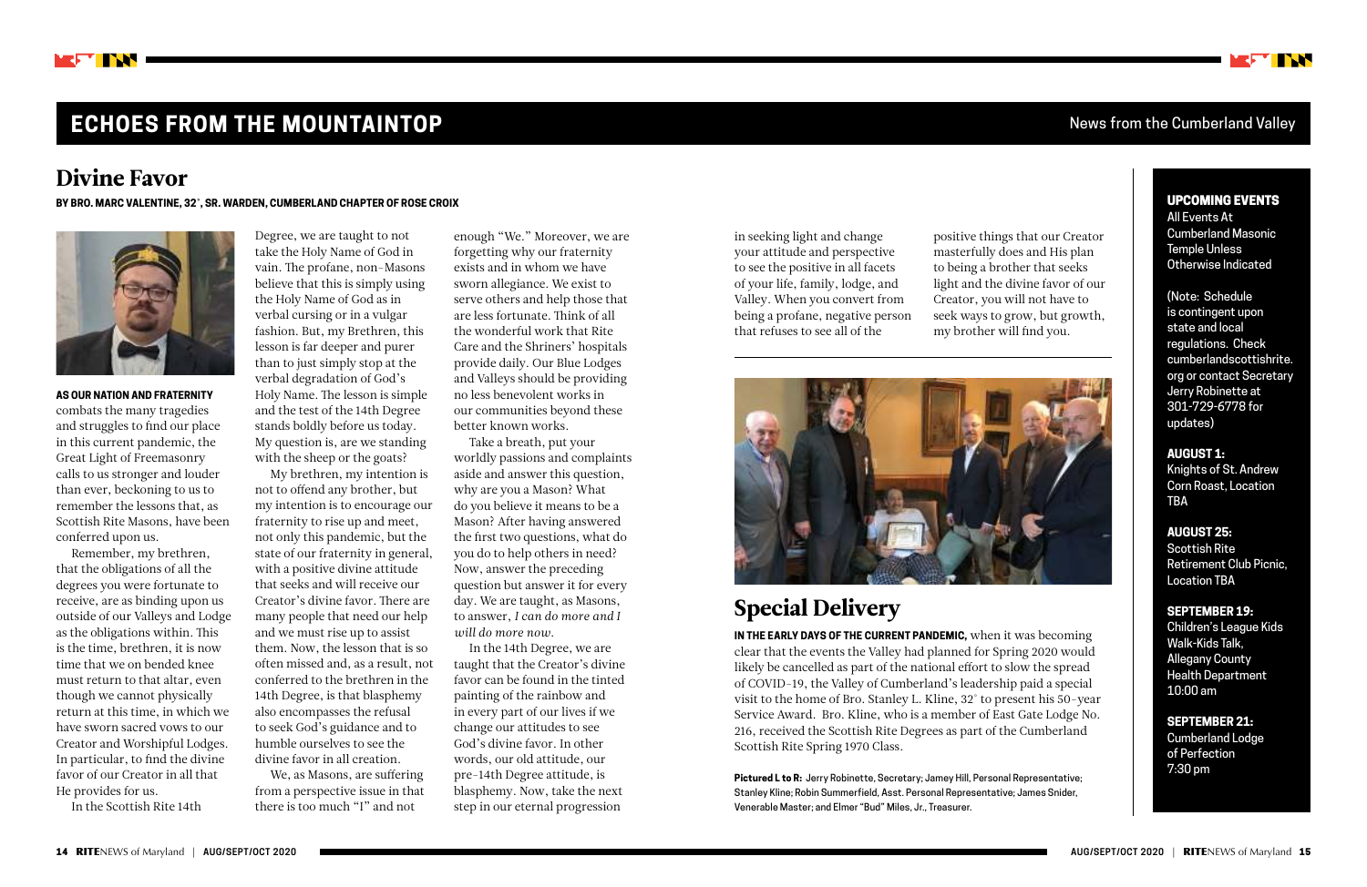# ECHOES FROM THE MOUNTAINTOP

News from the Cumberland Valley

## Divine Favor

**BY BRO. MARC VALENTINE, 32°, SR. WARDEN, CUMBERLAND CHAPTER OF ROSE CROIX**

**AS OUR NATION AND FRATERNITY** combats the many tragedies and struggles to find our place in this current pandemic, the Great Light of Freemasonry calls to us stronger and louder than ever, beckoning to us to remember the lessons that, as Scottish Rite Masons, have been conferred upon us.

Remember, my brethren, that the obligations of all the degrees you were fortunate to receive, are as binding upon us outside of our Valleys and Lodge as the obligations within. This is the time, brethren, it is now time that we on bended knee must return to that altar, even though we cannot physically return at this time, in which we have sworn sacred vows to our Creator and Worshipful Lodges. In particular, to find the divine favor of our Creator in all that He provides for us.

In the Scottish Rite 14th Degree, we are taught to not take the Holy Name of God in vain. The profane, non-Masons believe that this is simply using the Holy Name of God as in verbal cursing or in a vulgar fashion. But, my Brethren, this lesson is far deeper and purer than to just simply stop at the verbal degradation of God's Holy Name. The lesson is simple and the test of the 14th Degree stands boldly before us today. My question is, are we standing with the sheep or the goats?

My brethren, my intention is not to offend any brother, but my intention is to encourage our fraternity to rise up and meet, not only this pandemic, but the state of our fraternity in general, with a positive divine attitude that seeks and will receive our Creator's divine favor. There are many people that need our help and we must rise up to assist them. Now, the lesson that is so often missed and, as a result, not conferred to the brethren in the 14th Degree, is that blasphemy also encompasses the refusal to seek God's guidance and to humble ourselves to see the divine favor in all creation.

We, as Masons, are suffering from a perspective issue in that there is too much "I" and not enough "We." Moreover, we are forgetting why our fraternity exists and in whom we have sworn allegiance. We exist to serve others and help those that are less fortunate. Think of all the wonderful work that Rite Care and the Shriners' hospitals provide daily. Our Blue Lodges and Valleys should be providing no less benevolent works in our communities beyond these better known works.

Take a breath, put your worldly passions and complaints aside and answer this question, why are you a Mason? What do you believe it means to be a Mason? After having answered the first two questions, what do you do to help others in need? Now, answer the preceding question but answer it for every day. We are taught, as Masons, to answer, *I can do more and I will do more now.*

In the 14th Degree, we are taught that the Creator's divine favor can be found in the tinted painting of the rainbow and in every part of our lives if we change our attitudes to see God's divine favor. In other words, our old attitude, our pre-14th Degree attitude, is blasphemy. Now, take the next step in our eternal progression in seeking light and change your attitude and perspective to see the positive in all facets of your life, family, lodge, and Valley. When you convert from being a profane, negative person that refuses to see all of the positive things that our Creator masterfully does and His plan to being a brother that seeks light and the divine favor of our Creator, you will not have to seek ways to grow, but growth, my brother will find you.

## Special Delivery

**IN THE EARLY DAYS OF THE CURRENT PANDEMIC,** when it was becoming clear that the events the Valley had planned for Spring 2020 would likely be cancelled as part of the national effort to slow the spread of COVID-19, the Valley of Cumberland's leadership paid a special visit to the home of Bro. Stanley L. Kline, 32° to present his 50-year Service Award. Bro. Kline, who is a member of East Gate Lodge No. 216, received the Scottish Rite Degrees as part of the Cumberland Scottish Rite Spring 1970 Class.

**Pictured L to R:** Jerry Robinette, Secretary; Jamey Hill, Personal Representative; Stanley Kline; Robin Summerfield, Asst. Personal Representative; James Snider, Venerable Master; and Elmer "Bud" Miles, Jr., Treasurer.

### UPCOMING EVENTS

All Events At Cumberland Masonic Temple Unless Otherwise Indicated

(Note: Schedule is contingent upon state and local regulations. Check cumberlandscottishrite.org or contact Secretary Jerry Robinette at 301-729-6778 for updates)

**AUGUST 1:**
Knights of St. Andrew Corn Roast, Location TBA

**AUGUST 25:**
Scottish Rite Retirement Club Picnic, Location TBA

**SEPTEMBER 19:**
Children's League Kids Walk-Kids Talk, Allegany County Health Department 10:00 am

**SEPTEMBER 21:**
Cumberland Lodge of Perfection 7:30 pm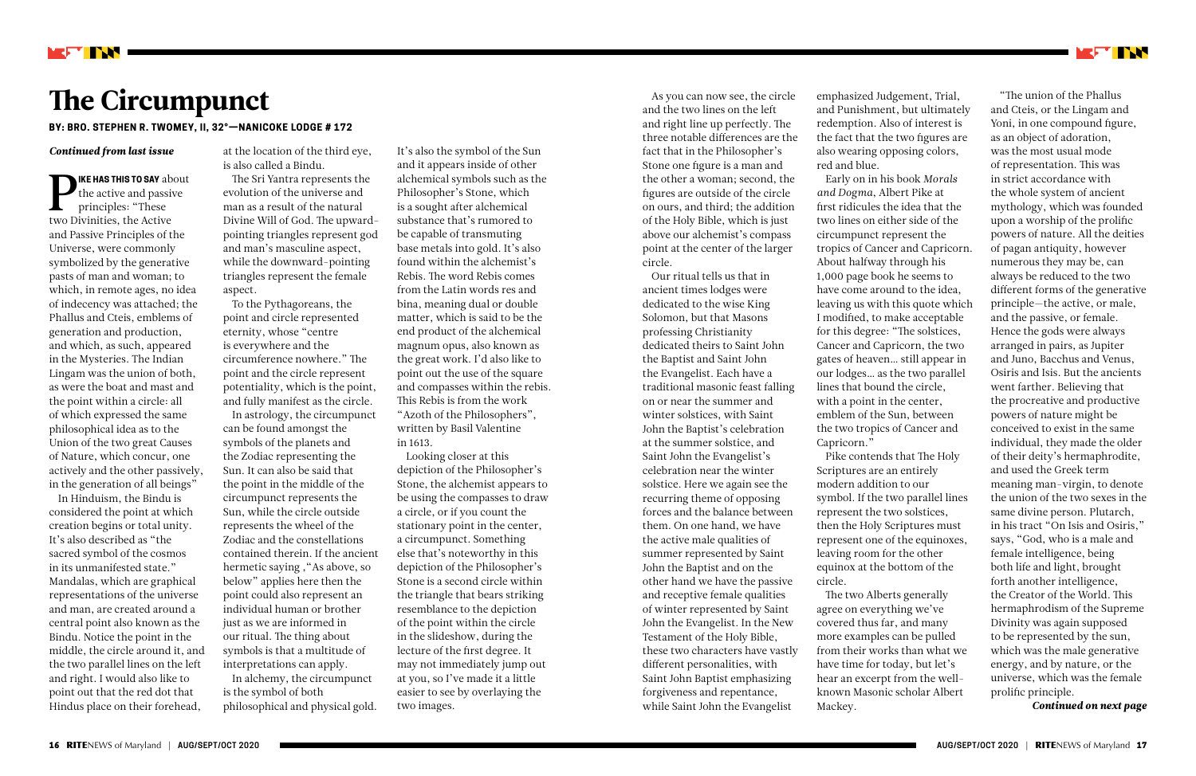# The Circumpunct

**BY: BRO. STEPHEN R. TWOMEY, II, 32°—NANICOKE LODGE # 172**

***Continued from last issue***

**PIKE HAS THIS TO SAY** about the active and passive principles: "These two Divinities, the Active and Passive Principles of the Universe, were commonly symbolized by the generative pasts of man and woman; to which, in remote ages, no idea of indecency was attached; the Phallus and Cteis, emblems of generation and production, and which, as such, appeared in the Mysteries. The Indian Lingam was the union of both, as were the boat and mast and the point within a circle: all of which expressed the same philosophical idea as to the Union of the two great Causes of Nature, which concur, one actively and the other passively, in the generation of all beings"

In Hinduism, the Bindu is considered the point at which creation begins or total unity. It's also described as "the sacred symbol of the cosmos in its unmanifested state." Mandalas, which are graphical representations of the universe and man, are created around a central point also known as the Bindu. Notice the point in the middle, the circle around it, and the two parallel lines on the left and right. I would also like to point out that the red dot that Hindus place on their forehead, at the location of the third eye, is also called a Bindu.

The Sri Yantra represents the evolution of the universe and man as a result of the natural Divine Will of God. The upward-pointing triangles represent god and man's masculine aspect, while the downward-pointing triangles represent the female aspect.

To the Pythagoreans, the point and circle represented eternity, whose "centre is everywhere and the circumference nowhere." The point and the circle represent potentiality, which is the point, and fully manifest as the circle.

In astrology, the circumpunct can be found amongst the symbols of the planets and the Zodiac representing the Sun. It can also be said that the point in the middle of the circumpunct represents the Sun, while the circle outside represents the wheel of the Zodiac and the constellations contained therein. If the ancient hermetic saying ,"As above, so below" applies here then the point could also represent an individual human or brother just as we are informed in our ritual. The thing about symbols is that a multitude of interpretations can apply.

In alchemy, the circumpunct is the symbol of both philosophical and physical gold. It's also the symbol of the Sun and it appears inside of other alchemical symbols such as the Philosopher's Stone, which is a sought after alchemical substance that's rumored to be capable of transmuting base metals into gold. It's also found within the alchemist's Rebis. The word Rebis comes from the Latin words res and bina, meaning dual or double matter, which is said to be the end product of the alchemical magnum opus, also known as the great work. I'd also like to point out the use of the square and compasses within the rebis. This Rebis is from the work "Azoth of the Philosophers", written by Basil Valentine in 1613.

Looking closer at this depiction of the Philosopher's Stone, the alchemist appears to be using the compasses to draw a circle, or if you count the stationary point in the center, a circumpunct. Something else that's noteworthy in this depiction of the Philosopher's Stone is a second circle within the triangle that bears striking resemblance to the depiction of the point within the circle in the slideshow, during the lecture of the first degree. It may not immediately jump out at you, so I've made it a little easier to see by overlaying the two images.

As you can now see, the circle and the two lines on the left and right line up perfectly. The three notable differences are the fact that in the Philosopher's Stone one figure is a man and the other a woman; second, the figures are outside of the circle on ours, and third; the addition of the Holy Bible, which is just above our alchemist's compass point at the center of the larger circle.

Our ritual tells us that in ancient times lodges were dedicated to the wise King Solomon, but that Masons professing Christianity dedicated theirs to Saint John the Baptist and Saint John the Evangelist. Each have a traditional masonic feast falling on or near the summer and winter solstices, with Saint John the Baptist's celebration at the summer solstice, and Saint John the Evangelist's celebration near the winter solstice. Here we again see the recurring theme of opposing forces and the balance between them. On one hand, we have the active male qualities of summer represented by Saint John the Baptist and on the other hand we have the passive and receptive female qualities of winter represented by Saint John the Evangelist. In the New Testament of the Holy Bible, these two characters have vastly different personalities, with Saint John Baptist emphasizing forgiveness and repentance, while Saint John the Evangelist emphasized Judgement, Trial, and Punishment, but ultimately redemption. Also of interest is the fact that the two figures are also wearing opposing colors, red and blue.

Early on in his book *Morals and Dogma*, Albert Pike at first ridicules the idea that the two lines on either side of the circumpunct represent the tropics of Cancer and Capricorn. About halfway through his 1,000 page book he seems to have come around to the idea, leaving us with this quote which I modified, to make acceptable for this degree: "The solstices, Cancer and Capricorn, the two gates of heaven… still appear in our lodges… as the two parallel lines that bound the circle, with a point in the center, emblem of the Sun, between the two tropics of Cancer and Capricorn."

Pike contends that The Holy Scriptures are an entirely modern addition to our symbol. If the two parallel lines represent the two solstices, then the Holy Scriptures must represent one of the equinoxes, leaving room for the other equinox at the bottom of the circle.

The two Alberts generally agree on everything we've covered thus far, and many more examples can be pulled from their works than what we have time for today, but let's hear an excerpt from the well-known Masonic scholar Albert Mackey.

"The union of the Phallus and Cteis, or the Lingam and Yoni, in one compound figure, as an object of adoration, was the most usual mode of representation. This was in strict accordance with the whole system of ancient mythology, which was founded upon a worship of the prolific powers of nature. All the deities of pagan antiquity, however numerous they may be, can always be reduced to the two different forms of the generative principle—the active, or male, and the passive, or female. Hence the gods were always arranged in pairs, as Jupiter and Juno, Bacchus and Venus, Osiris and Isis. But the ancients went farther. Believing that the procreative and productive powers of nature might be conceived to exist in the same individual, they made the older of their deity's hermaphrodite, and used the Greek term meaning man-virgin, to denote the union of the two sexes in the same divine person. Plutarch, in his tract "On Isis and Osiris," says, "God, who is a male and female intelligence, being both life and light, brought forth another intelligence, the Creator of the World. This hermaphrodism of the Supreme Divinity was again supposed to be represented by the sun, which was the male generative energy, and by nature, or the universe, which was the female prolific principle.

***Continued on next page***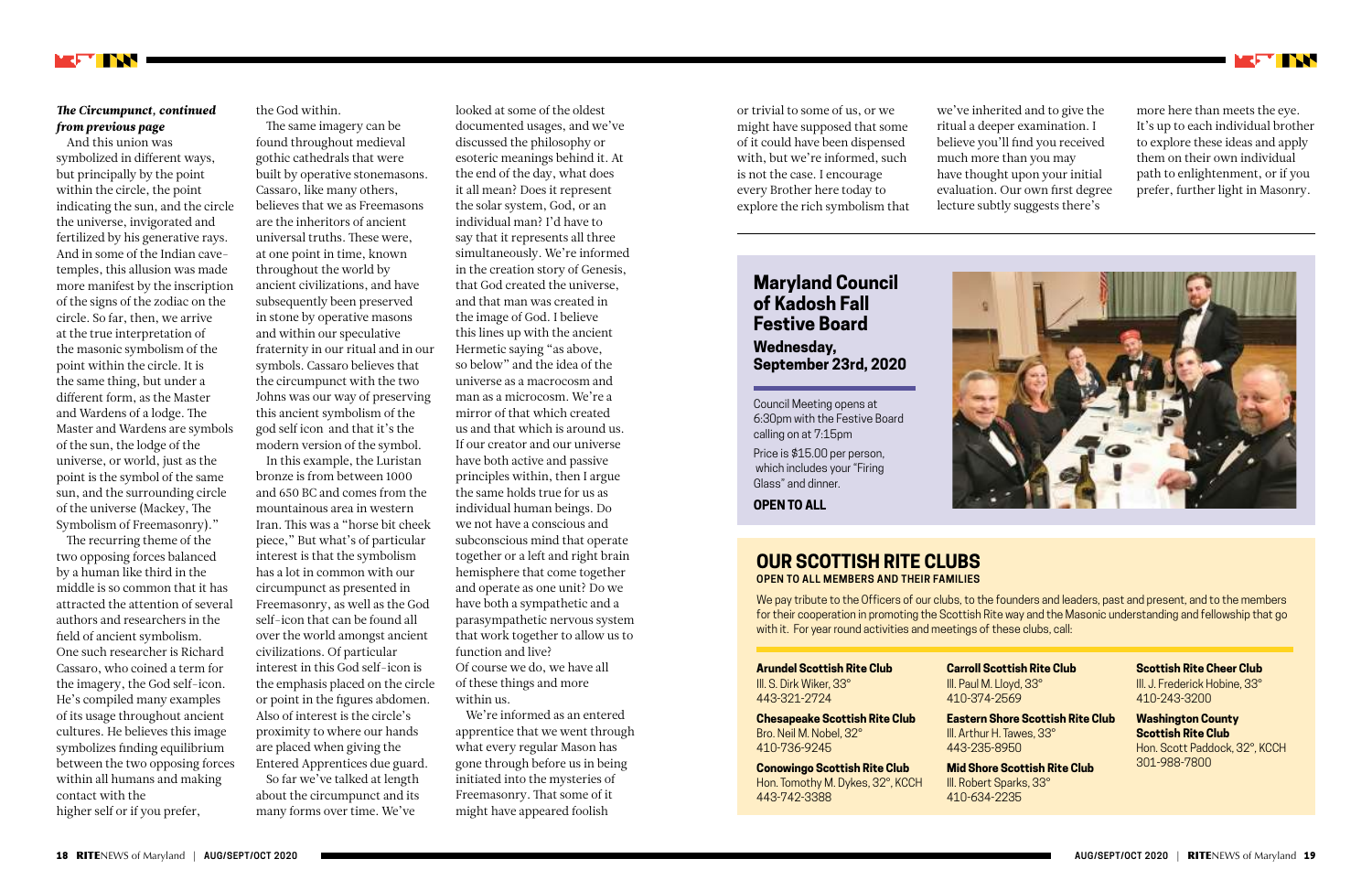***The Circumpunct, continued from previous page***

And this union was symbolized in different ways, but principally by the point within the circle, the point indicating the sun, and the circle the universe, invigorated and fertilized by his generative rays. And in some of the Indian cave-temples, this allusion was made more manifest by the inscription of the signs of the zodiac on the circle. So far, then, we arrive at the true interpretation of the masonic symbolism of the point within the circle. It is the same thing, but under a different form, as the Master and Wardens of a lodge. The Master and Wardens are symbols of the sun, the lodge of the universe, or world, just as the point is the symbol of the same sun, and the surrounding circle of the universe (Mackey, The Symbolism of Freemasonry)."

The recurring theme of the two opposing forces balanced by a human like third in the middle is so common that it has attracted the attention of several authors and researchers in the field of ancient symbolism. One such researcher is Richard Cassaro, who coined a term for the imagery, the God self-icon. He's compiled many examples of its usage throughout ancient cultures. He believes this image symbolizes finding equilibrium between the two opposing forces within all humans and making contact with the higher self or if you prefer, the God within.

The same imagery can be found throughout medieval gothic cathedrals that were built by operative stonemasons. Cassaro, like many others, believes that we as Freemasons are the inheritors of ancient universal truths. These were, at one point in time, known throughout the world by ancient civilizations, and have subsequently been preserved in stone by operative masons and within our speculative fraternity in our ritual and in our symbols. Cassaro believes that the circumpunct with the two Johns was our way of preserving this ancient symbolism of the god self icon and that it's the modern version of the symbol.

In this example, the Luristan bronze is from between 1000 and 650 BC and comes from the mountainous area in western Iran. This was a "horse bit cheek piece," But what's of particular interest is that the symbolism has a lot in common with our circumpunct as presented in Freemasonry, as well as the God self-icon that can be found all over the world amongst ancient civilizations. Of particular interest in this God self-icon is the emphasis placed on the circle or point in the figures abdomen. Also of interest is the circle's proximity to where our hands are placed when giving the Entered Apprentices due guard.

So far we've talked at length about the circumpunct and its many forms over time. We've looked at some of the oldest documented usages, and we've discussed the philosophy or esoteric meanings behind it. At the end of the day, what does it all mean? Does it represent the solar system, God, or an individual man? I'd have to say that it represents all three simultaneously. We're informed in the creation story of Genesis, that God created the universe, and that man was created in the image of God. I believe this lines up with the ancient Hermetic saying "as above, so below" and the idea of the universe as a macrocosm and man as a microcosm. We're a mirror of that which created us and that which is around us. If our creator and our universe have both active and passive principles within, then I argue the same holds true for us as individual human beings. Do we not have a conscious and subconscious mind that operate together or a left and right brain hemisphere that come together and operate as one unit? Do we have both a sympathetic and a parasympathetic nervous system that work together to allow us to function and live?
Of course we do, we have all of these things and more within us.

We're informed as an entered apprentice that we went through what every regular Mason has gone through before us in being initiated into the mysteries of Freemasonry. That some of it might have appeared foolish or trivial to some of us, or we might have supposed that some of it could have been dispensed with, but we're informed, such is not the case. I encourage every Brother here today to explore the rich symbolism that we've inherited and to give the ritual a deeper examination. I believe you'll find you received much more than you may have thought upon your initial evaluation. Our own first degree lecture subtly suggests there's more here than meets the eye. It's up to each individual brother to explore these ideas and apply them on their own individual path to enlightenment, or if you prefer, further light in Masonry.

## Maryland Council of Kadosh Fall Festive Board

**Wednesday, September 23rd, 2020**

Council Meeting opens at 6:30pm with the Festive Board calling on at 7:15pm

Price is $15.00 per person, which includes your "Firing Glass" and dinner.

**OPEN TO ALL**

## OUR SCOTTISH RITE CLUBS

**OPEN TO ALL MEMBERS AND THEIR FAMILIES**

We pay tribute to the Officers of our clubs, to the founders and leaders, past and present, and to the members for their cooperation in promoting the Scottish Rite way and the Masonic understanding and fellowship that go with it. For year round activities and meetings of these clubs, call:

**Arundel Scottish Rite Club**
Ill. S. Dirk Wiker, 33°
443-321-2724

**Chesapeake Scottish Rite Club**
Bro. Neil M. Nobel, 32°
410-736-9245

**Conowingo Scottish Rite Club**
Hon. Tomothy M. Dykes, 32°, KCCH
443-742-3388

**Carroll Scottish Rite Club**
Ill. Paul M. Lloyd, 33°
410-374-2569

**Eastern Shore Scottish Rite Club**
Ill. Arthur H. Tawes, 33°
443-235-8950

**Mid Shore Scottish Rite Club**
Ill. Robert Sparks, 33°
410-634-2235

**Scottish Rite Cheer Club**
Ill. J. Frederick Hobine, 33°
410-243-3200

**Washington County Scottish Rite Club**
Hon. Scott Paddock, 32°, KCCH
301-988-7800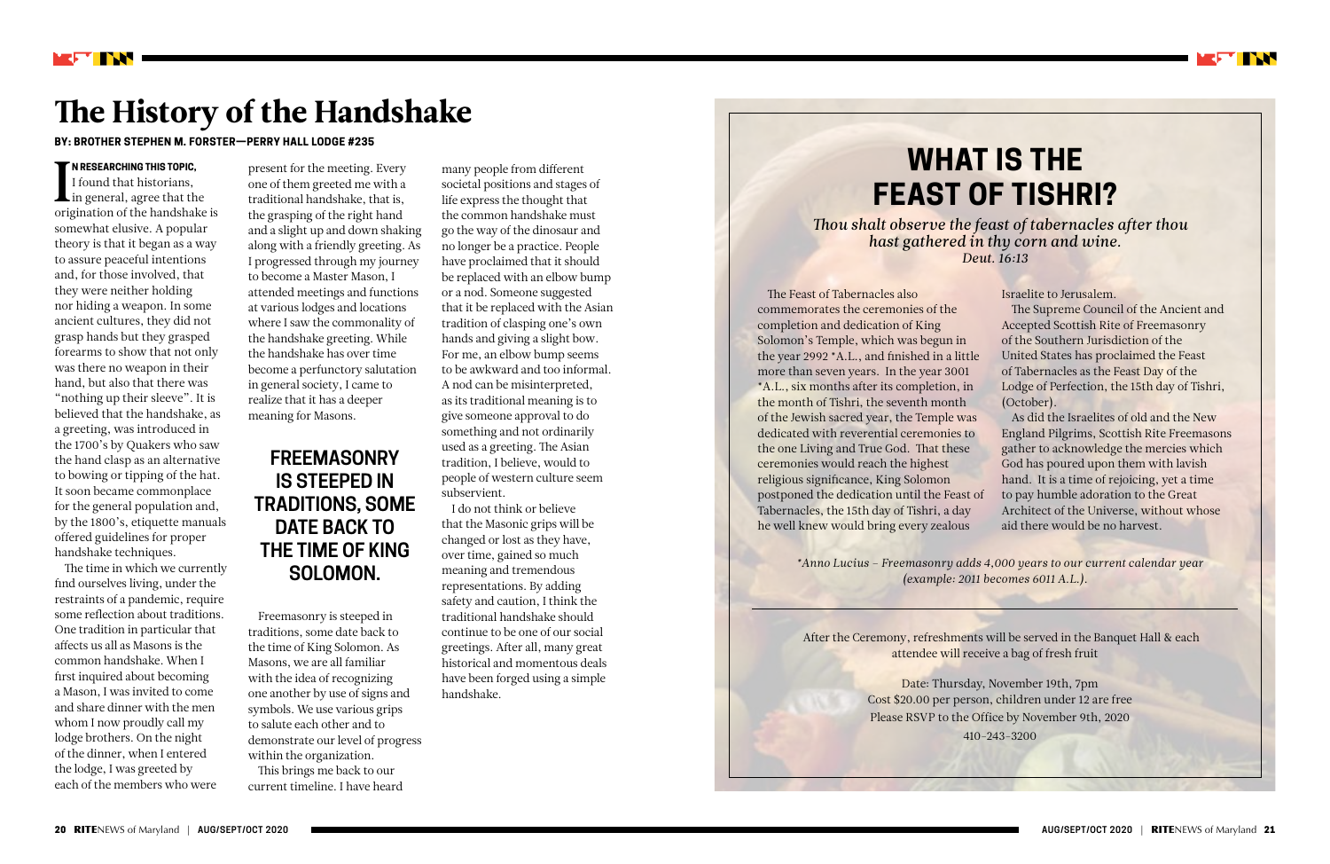# The History of the Handshake

**BY: BROTHER STEPHEN M. FORSTER—PERRY HALL LODGE #235**

**IN RESEARCHING THIS TOPIC,** I found that historians, in general, agree that the origination of the handshake is somewhat elusive. A popular theory is that it began as a way to assure peaceful intentions and, for those involved, that they were neither holding nor hiding a weapon. In some ancient cultures, they did not grasp hands but they grasped forearms to show that not only was there no weapon in their hand, but also that there was "nothing up their sleeve". It is believed that the handshake, as a greeting, was introduced in the 1700's by Quakers who saw the hand clasp as an alternative to bowing or tipping of the hat. It soon became commonplace for the general population and, by the 1800's, etiquette manuals offered guidelines for proper handshake techniques.

The time in which we currently find ourselves living, under the restraints of a pandemic, require some reflection about traditions. One tradition in particular that affects us all as Masons is the common handshake. When I first inquired about becoming a Mason, I was invited to come and share dinner with the men whom I now proudly call my lodge brothers. On the night of the dinner, when I entered the lodge, I was greeted by each of the members who were present for the meeting. Every one of them greeted me with a traditional handshake, that is, the grasping of the right hand and a slight up and down shaking along with a friendly greeting. As I progressed through my journey to become a Master Mason, I attended meetings and functions at various lodges and locations where I saw the commonality of the handshake greeting. While the handshake has over time become a perfunctory salutation in general society, I came to realize that it has a deeper meaning for Masons.

## FREEMASONRY IS STEEPED IN TRADITIONS, SOME DATE BACK TO THE TIME OF KING SOLOMON.

Freemasonry is steeped in traditions, some date back to the time of King Solomon. As Masons, we are all familiar with the idea of recognizing one another by use of signs and symbols. We use various grips to salute each other and to demonstrate our level of progress within the organization.

This brings me back to our current timeline. I have heard many people from different societal positions and stages of life express the thought that the common handshake must go the way of the dinosaur and no longer be a practice. People have proclaimed that it should be replaced with an elbow bump or a nod. Someone suggested that it be replaced with the Asian tradition of clasping one's own hands and giving a slight bow. For me, an elbow bump seems to be awkward and too informal. A nod can be misinterpreted, as its traditional meaning is to give someone approval to do something and not ordinarily used as a greeting. The Asian tradition, I believe, would to people of western culture seem subservient.

I do not think or believe that the Masonic grips will be changed or lost as they have, over time, gained so much meaning and tremendous representations. By adding safety and caution, I think the traditional handshake should continue to be one of our social greetings. After all, many great historical and momentous deals have been forged using a simple handshake.

# WHAT IS THE FEAST OF TISHRI?

*Thou shalt observe the feast of tabernacles after thou hast gathered in thy corn and wine.*
*Deut. 16:13*

The Feast of Tabernacles also commemorates the ceremonies of the completion and dedication of King Solomon's Temple, which was begun in the year 2992 *A.L., and finished in a little more than seven years. In the year 3001 *A.L., six months after its completion, in the month of Tishri, the seventh month of the Jewish sacred year, the Temple was dedicated with reverential ceremonies to the one Living and True God. That these ceremonies would reach the highest religious significance, King Solomon postponed the dedication until the Feast of Tabernacles, the 15th day of Tishri, a day he well knew would bring every zealous Israelite to Jerusalem.

The Supreme Council of the Ancient and Accepted Scottish Rite of Freemasonry of the Southern Jurisdiction of the United States has proclaimed the Feast of Tabernacles as the Feast Day of the Lodge of Perfection, the 15th day of Tishri, (October).

As did the Israelites of old and the New England Pilgrims, Scottish Rite Freemasons gather to acknowledge the mercies which God has poured upon them with lavish hand. It is a time of rejoicing, yet a time to pay humble adoration to the Great Architect of the Universe, without whose aid there would be no harvest.

*\*Anno Lucius – Freemasonry adds 4,000 years to our current calendar year (example: 2011 becomes 6011 A.L.).*

---

After the Ceremony, refreshments will be served in the Banquet Hall & each attendee will receive a bag of fresh fruit

Date: Thursday, November 19th, 7pm
Cost $20.00 per person, children under 12 are free
Please RSVP to the Office by November 9th, 2020
410-243-3200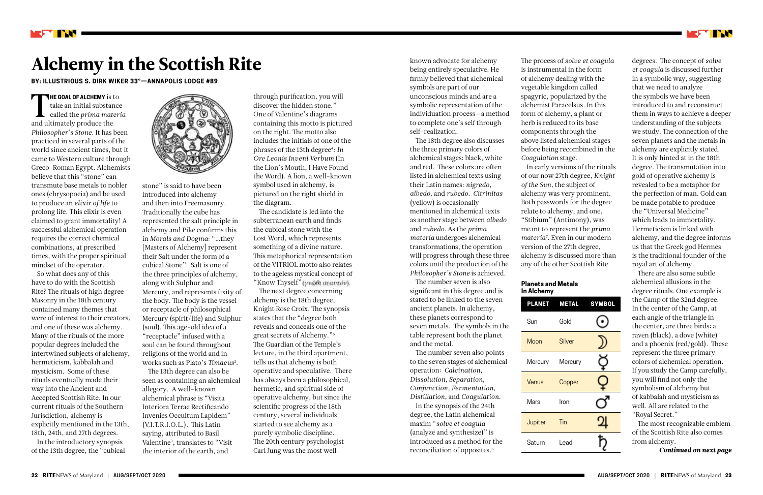# Alchemy in the Scottish Rite

**BY: ILLUSTRIOUS S. DIRK WIKER 33°—ANNAPOLIS LODGE #89**

**THE GOAL OF ALCHEMY** is to take an initial substance called the *prima materia* and ultimately produce the *Philosopher's Stone*. It has been practiced in several parts of the world since ancient times, but it came to Western culture through Greco-Roman Egypt. Alchemists believe that this "stone" can transmute base metals to nobler ones (chrysopoeia) and be used to produce an *elixir of life* to prolong life. This elixir is even claimed to grant immortality! A successful alchemical operation requires the correct chemical combinations, at prescribed times, with the proper spiritual mindset of the operator.

So what does any of this have to do with the Scottish Rite? The rituals of high degree Masonry in the 18th century contained many themes that were of interest to their creators, and one of these was alchemy. Many of the rituals of the more popular degrees included the intertwined subjects of alchemy, hermeticism, kabbalah and mysticism. Some of these rituals eventually made their way into the Ancient and Accepted Scottish Rite. In our current rituals of the Southern Jurisdiction, alchemy is explicitly mentioned in the 13th, 18th, 24th, and 27th degrees.

In the introductory synopsis of the 13th degree, the "cubical stone" is said to have been introduced into alchemy and then into Freemasonry. Traditionally the cube has represented the salt principle in alchemy and Pike confirms this in *Morals and Dogma*: "…they [Masters of Alchemy] represent their Salt under the form of a cubical Stone"[1] Salt is one of the three principles of alchemy, along with Sulphur and Mercury, and represents fixity of the body. The body is the vessel or receptacle of philosophical Mercury (spirit/life) and Sulphur (soul). This age-old idea of a "receptacle" infused with a soul can be found throughout religions of the world and in works such as Plato's *Timaeus*[2].

The 13th degree can also be seen as containing an alchemical allegory. A well-known alchemical phrase is "Visita Interiora Terrae Rectificando Invenies Occultum Lapidem" (V.I.T.R.I.O.L.). This Latin saying, attributed to Basil Valentine[3], translates to "Visit the interior of the earth, and through purification, you will discover the hidden stone." One of Valentine's diagrams containing this motto is pictured on the right. The motto also includes the initials of one of the phrases of the 13th degree[4]: *In Ore Leonis Inveni Verbum* (In the Lion's Mouth, I Have Found the Word). A lion, a well-known symbol used in alchemy, is pictured on the right shield in the diagram.

The candidate is led into the subterranean earth and finds the cubical stone with the Lost Word, which represents something of a divine nature. This metaphorical representation of the VITRIOL motto also relates to the ageless mystical concept of "Know Thyself" (γνῶθι σεαυτόν).

The next degree concerning alchemy is the 18th degree, Knight Rose Croix. The synopsis states that the "degree both reveals and conceals one of the great secrets of Alchemy."[5] The Guardian of the Temple's lecture, in the third apartment, tells us that alchemy is both operative and speculative. There has always been a philosophical, hermetic, and spiritual side of operative alchemy, but since the scientific progress of the 18th century, several individuals started to see alchemy as a purely symbolic discipline. The 20th century psychologist Carl Jung was the most well-known advocate for alchemy being entirely speculative. He firmly believed that alchemical symbols are part of our unconscious minds and are a symbolic representation of the individuation process—a method to complete one's self through self-realization.

The 18th degree also discusses the three primary colors of alchemical stages: black, white and red. These colors are often listed in alchemical texts using their Latin names: *nigredo*, *albedo*, and *rubedo*. *Citrinitas* (yellow) is occasionally mentioned in alchemical texts as another stage between *albedo* and *rubedo*. As the *prima materia* undergoes alchemical transformations, the operation will progress through these three colors until the production of the *Philosopher's Stone* is achieved.

The number seven is also significant in this degree and is stated to be linked to the seven ancient planets. In alchemy, these planets correspond to seven metals. The symbols in the table represent both the planet and the metal.

The number seven also points to the seven stages of alchemical operation: *Calcination*, *Dissolution*, *Separation*, *Conjunction*, *Fermentation*, *Distillation*, and *Coagulation*.

In the synopsis of the 24th degree, the Latin alchemical maxim "*solve et coagula* (analyze and synthesize)" is introduced as a method for the reconciliation of opposites.[6] The process of *solve et coagula* is instrumental in the form of alchemy dealing with the vegetable kingdom called spagyric, popularized by the alchemist Paracelsus. In this form of alchemy, a plant or herb is reduced to its base components through the above listed alchemical stages before being recombined in the *Coagulation* stage.

In early versions of the rituals of our now 27th degree, *Knight of the Sun*, the subject of alchemy was very prominent. Both passwords for the degree relate to alchemy, and one, "Stibium" (Antimony), was meant to represent the *prima materia*[7]. Even in our modern version of the 27th degree, alchemy is discussed more than any of the other Scottish Rite degrees. The concept of *solve et coagula* is discussed further in a symbolic way, suggesting that we need to analyze the symbols we have been introduced to and reconstruct them in ways to achieve a deeper understanding of the subjects we study. The connection of the seven planets and the metals in alchemy are explicitly stated. It is only hinted at in the 18th degree. The transmutation into gold of operative alchemy is revealed to be a metaphor for the perfection of man. Gold can be made potable to produce the "Universal Medicine" which leads to immortality. Hermeticism is linked with alchemy, and the degree informs us that the Greek god Hermes is the traditional founder of the royal art of alchemy.

**Planets and Metals In Alchemy**

| PLANET | METAL | SYMBOL |
|---|---|---|
| Sun | Gold | ☉ |
| Moon | Silver | ☽ |
| Mercury | Mercury | ☿ |
| Venus | Copper | ♀ |
| Mars | Iron | ♂ |
| Jupiter | Tin | ♃ |
| Saturn | Lead | ♄ |

There are also some subtle alchemical allusions in the degree rituals. One example is the Camp of the 32nd degree. In the center of the Camp, at each angle of the triangle in the center, are three birds: a raven (black), a dove (white) and a phoenix (red/gold). These represent the three primary colors of alchemical operation. If you study the Camp carefully, you will find not only the symbolism of alchemy but of kabbalah and mysticism as well. All are related to the "Royal Secret."

The most recognizable emblem of the Scottish Rite also comes from alchemy.

***Continued on next page***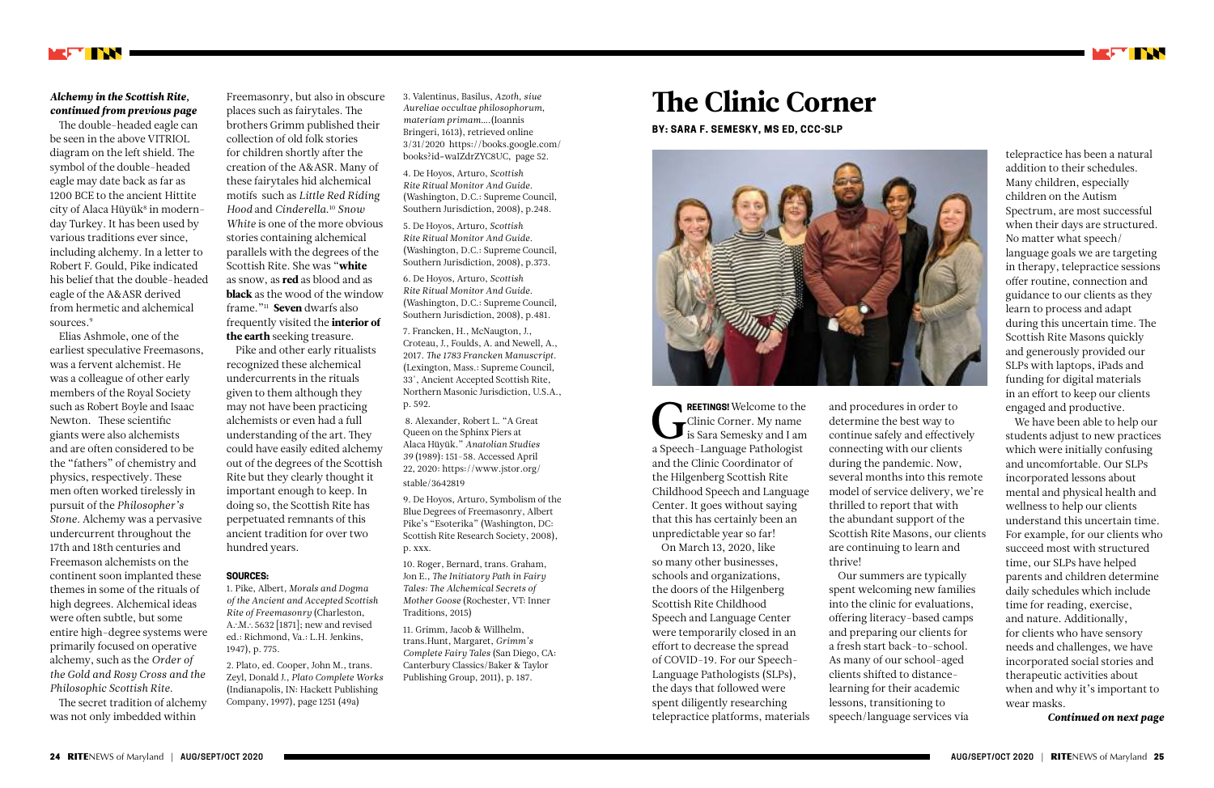***Alchemy in the Scottish Rite, continued from previous page***

The double-headed eagle can be seen in the above VITRIOL diagram on the left shield. The symbol of the double-headed eagle may date back as far as 1200 BCE to the ancient Hittite city of Alaca Hüyük[8] in modern-day Turkey. It has been used by various traditions ever since, including alchemy. In a letter to Robert F. Gould, Pike indicated his belief that the double-headed eagle of the A&ASR derived from hermetic and alchemical sources.[9]

Elias Ashmole, one of the earliest speculative Freemasons, was a fervent alchemist. He was a colleague of other early members of the Royal Society such as Robert Boyle and Isaac Newton. These scientific giants were also alchemists and are often considered to be the "fathers" of chemistry and physics, respectively. These men often worked tirelessly in pursuit of the *Philosopher's Stone*. Alchemy was a pervasive undercurrent throughout the 17th and 18th centuries and Freemason alchemists on the continent soon implanted these themes in some of the rituals of high degrees. Alchemical ideas were often subtle, but some entire high-degree systems were primarily focused on operative alchemy, such as the *Order of the Gold and Rosy Cross and the Philosophic Scottish Rite*.

The secret tradition of alchemy was not only imbedded within Freemasonry, but also in obscure places such as fairytales. The brothers Grimm published their collection of old folk stories for children shortly after the creation of the A&ASR. Many of these fairytales hid alchemical motifs such as *Little Red Riding Hood* and *Cinderella*.[10] *Snow White* is one of the more obvious stories containing alchemical parallels with the degrees of the Scottish Rite. She was "**white** as snow, as **red** as blood and as **black** as the wood of the window frame."[11] **Seven** dwarfs also frequently visited the **interior of the earth** seeking treasure.

Pike and other early ritualists recognized these alchemical undercurrents in the rituals given to them although they may not have been practicing alchemists or even had a full understanding of the art. They could have easily edited alchemy out of the degrees of the Scottish Rite but they clearly thought it important enough to keep. In doing so, the Scottish Rite has perpetuated remnants of this ancient tradition for over two hundred years.

**SOURCES:**

1. Pike, Albert, *Morals and Dogma of the Ancient and Accepted Scottish Rite of Freemasonry* (Charleston, A∴M∴ 5632 [1871]; new and revised ed.: Richmond, Va.: L.H. Jenkins, 1947), p. 775.

2. Plato, ed. Cooper, John M., trans. Zeyl, Donald J., *Plato Complete Works* (Indianapolis, IN: Hackett Publishing Company, 1997), page 1251 (49a)

3. Valentinus, Basilus, *Azoth, siue Aureliae occultae philosophorum, materiam primam*....(Ioannis Bringeri, 1613), retrieved online 3/31/2020 https://books.google.com/books?id=waIZdrZYC8UC, page 52.

4. De Hoyos, Arturo, *Scottish Rite Ritual Monitor And Guide*. (Washington, D.C.: Supreme Council, Southern Jurisdiction, 2008), p.248.

5. De Hoyos, Arturo, *Scottish Rite Ritual Monitor And Guide*. (Washington, D.C.: Supreme Council, Southern Jurisdiction, 2008), p.373.

6. De Hoyos, Arturo, *Scottish Rite Ritual Monitor And Guide*. (Washington, D.C.: Supreme Council, Southern Jurisdiction, 2008), p.481.

7. Francken, H., McNaugton, J., Croteau, J., Foulds, A. and Newell, A., 2017. *The 1783 Francken Manuscript*. (Lexington, Mass.: Supreme Council, 33°, Ancient Accepted Scottish Rite, Northern Masonic Jurisdiction, U.S.A., p. 592.

8. Alexander, Robert L. "A Great Queen on the Sphinx Piers at Alaca Hüyük." *Anatolian Studies 39* (1989): 151–58. Accessed April 22, 2020: https://www.jstor.org/stable/3642819

9. De Hoyos, Arturo, Symbolism of the Blue Degrees of Freemasonry, Albert Pike's "Esoterika" (Washington, DC: Scottish Rite Research Society, 2008), p. xxx.

10. Roger, Bernard, trans. Graham, Jon E., *The Initiatory Path in Fairy Tales: The Alchemical Secrets of Mother Goose* (Rochester, VT: Inner Traditions, 2015)

11. Grimm, Jacob & Willhelm, trans.Hunt, Margaret, *Grimm's Complete Fairy Tales* (San Diego, CA: Canterbury Classics/Baker & Taylor Publishing Group, 2011), p. 187.

# The Clinic Corner

**BY: SARA F. SEMESKY, MS ED, CCC-SLP**

**GREETINGS!** Welcome to the Clinic Corner. My name is Sara Semesky and I am a Speech-Language Pathologist and the Clinic Coordinator of the Hilgenberg Scottish Rite Childhood Speech and Language Center. It goes without saying that this has certainly been an unpredictable year so far!

On March 13, 2020, like so many other businesses, schools and organizations, the doors of the Hilgenberg Scottish Rite Childhood Speech and Language Center were temporarily closed in an effort to decrease the spread of COVID-19. For our Speech-Language Pathologists (SLPs), the days that followed were spent diligently researching telepractice platforms, materials and procedures in order to determine the best way to continue safely and effectively connecting with our clients during the pandemic. Now, several months into this remote model of service delivery, we're thrilled to report that with the abundant support of the Scottish Rite Masons, our clients are continuing to learn and thrive!

Our summers are typically spent welcoming new families into the clinic for evaluations, offering literacy-based camps and preparing our clients for a fresh start back-to-school. As many of our school-aged clients shifted to distance-learning for their academic lessons, transitioning to speech/language services via telepractice has been a natural addition to their schedules. Many children, especially children on the Autism Spectrum, are most successful when their days are structured. No matter what speech/language goals we are targeting in therapy, telepractice sessions offer routine, connection and guidance to our clients as they learn to process and adapt during this uncertain time. The Scottish Rite Masons quickly and generously provided our SLPs with laptops, iPads and funding for digital materials in an effort to keep our clients engaged and productive.

We have been able to help our students adjust to new practices which were initially confusing and uncomfortable. Our SLPs incorporated lessons about mental and physical health and wellness to help our clients understand this uncertain time. For example, for our clients who succeed most with structured time, our SLPs have helped parents and children determine daily schedules which include time for reading, exercise, and nature. Additionally, for clients who have sensory needs and challenges, we have incorporated social stories and therapeutic activities about when and why it's important to wear masks.

***Continued on next page***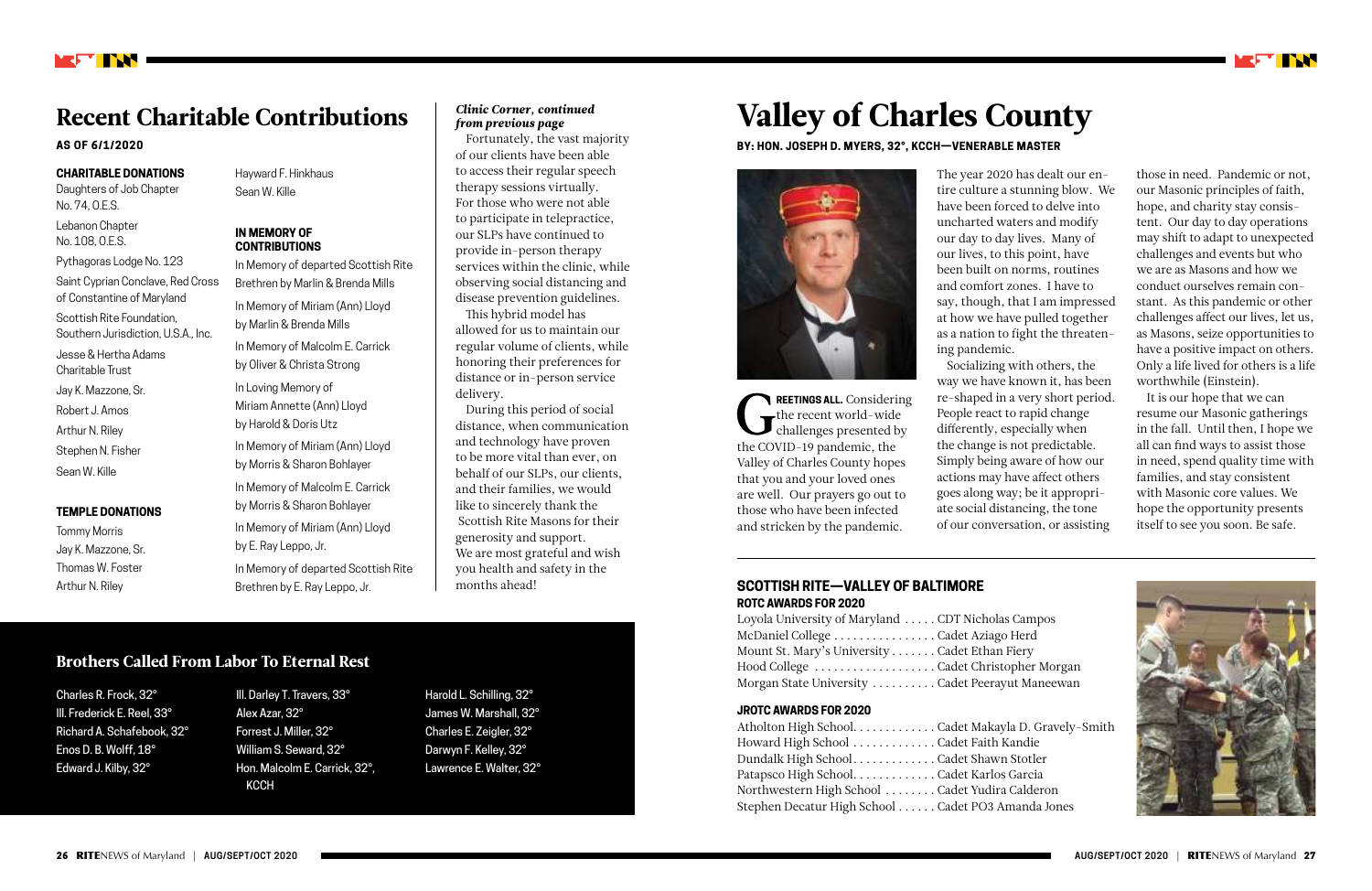## Recent Charitable Contributions

**AS OF 6/1/2020**

**CHARITABLE DONATIONS**

Daughters of Job Chapter No. 74, O.E.S.

Lebanon Chapter No. 108, O.E.S.

Pythagoras Lodge No. 123

Saint Cyprian Conclave, Red Cross of Constantine of Maryland

Scottish Rite Foundation, Southern Jurisdiction, U.S.A., Inc.

Jesse & Hertha Adams Charitable Trust

Jay K. Mazzone, Sr.

Robert J. Amos

Arthur N. Riley

Stephen N. Fisher

Sean W. Kille

Hayward F. Hinkhaus

Sean W. Kille

**TEMPLE DONATIONS**

Tommy Morris

Jay K. Mazzone, Sr.

Thomas W. Foster

Arthur N. Riley

**IN MEMORY OF CONTRIBUTIONS**

In Memory of departed Scottish Rite Brethren by Marlin & Brenda Mills

In Memory of Miriam (Ann) Lloyd by Marlin & Brenda Mills

In Memory of Malcolm E. Carrick by Oliver & Christa Strong

In Loving Memory of Miriam Annette (Ann) Lloyd by Harold & Doris Utz

In Memory of Miriam (Ann) Lloyd by Morris & Sharon Bohlayer

In Memory of Malcolm E. Carrick by Morris & Sharon Bohlayer

In Memory of Miriam (Ann) Lloyd by E. Ray Leppo, Jr.

In Memory of departed Scottish Rite Brethren by E. Ray Leppo, Jr.

*Clinic Corner, continued from previous page*

Fortunately, the vast majority of our clients have been able to access their regular speech therapy sessions virtually. For those who were not able to participate in telepractice, our SLPs have continued to provide in-person therapy services within the clinic, while observing social distancing and disease prevention guidelines.

This hybrid model has allowed for us to maintain our regular volume of clients, while honoring their preferences for distance or in-person service delivery.

During this period of social distance, when communication and technology have proven to be more vital than ever, on behalf of our SLPs, our clients, and their families, we would like to sincerely thank the Scottish Rite Masons for their generosity and support. We are most grateful and wish you health and safety in the months ahead!

## Brothers Called From Labor To Eternal Rest

Charles R. Frock, 32°
Ill. Frederick E. Reel, 33°
Richard A. Schafebook, 32°
Enos D. B. Wolff, 18°
Edward J. Kilby, 32°
Ill. Darley T. Travers, 33°
Alex Azar, 32°
Forrest J. Miller, 32°
William S. Seward, 32°
Hon. Malcolm E. Carrick, 32°, KCCH
Harold L. Schilling, 32°
James W. Marshall, 32°
Charles E. Zeigler, 32°
Darwyn F. Kelley, 32°
Lawrence E. Walter, 32°

# Valley of Charles County

**BY: HON. JOSEPH D. MYERS, 32°, KCCH—VENERABLE MASTER**

**GREETINGS ALL.** Considering the recent world-wide challenges presented by the COVID-19 pandemic, the Valley of Charles County hopes that you and your loved ones are well. Our prayers go out to those who have been infected and stricken by the pandemic.

The year 2020 has dealt our entire culture a stunning blow. We have been forced to delve into uncharted waters and modify our day to day lives. Many of our lives, to this point, have been built on norms, routines and comfort zones. I have to say, though, that I am impressed at how we have pulled together as a nation to fight the threatening pandemic.

Socializing with others, the way we have known it, has been re-shaped in a very short period. People react to rapid change differently, especially when the change is not predictable. Simply being aware of how our actions may have affect others goes along way; be it appropriate social distancing, the tone of our conversation, or assisting those in need. Pandemic or not, our Masonic principles of faith, hope, and charity stay consistent. Our day to day operations may shift to adapt to unexpected challenges and events but who we are as Masons and how we conduct ourselves remain constant. As this pandemic or other challenges affect our lives, let us, as Masons, seize opportunities to have a positive impact on others. Only a life lived for others is a life worthwhile (Einstein).

It is our hope that we can resume our Masonic gatherings in the fall. Until then, I hope we all can find ways to assist those in need, spend quality time with families, and stay consistent with Masonic core values. We hope the opportunity presents itself to see you soon. Be safe.

### SCOTTISH RITE—VALLEY OF BALTIMORE

**ROTC AWARDS FOR 2020**

Loyola University of Maryland . . . . . CDT Nicholas Campos
McDaniel College . . . . . . . . . . . . . . . . Cadet Aziago Herd
Mount St. Mary's University . . . . . . . Cadet Ethan Fiery
Hood College . . . . . . . . . . . . . . . . . . . Cadet Christopher Morgan
Morgan State University . . . . . . . . . . Cadet Peerayut Maneewan

**JROTC AWARDS FOR 2020**

Atholton High School. . . . . . . . . . . . . Cadet Makayla D. Gravely-Smith
Howard High School . . . . . . . . . . . . . Cadet Faith Kandie
Dundalk High School . . . . . . . . . . . . . Cadet Shawn Stotler
Patapsco High School. . . . . . . . . . . . . Cadet Karlos Garcia
Northwestern High School . . . . . . . . Cadet Yudira Calderon
Stephen Decatur High School . . . . . . Cadet PO3 Amanda Jones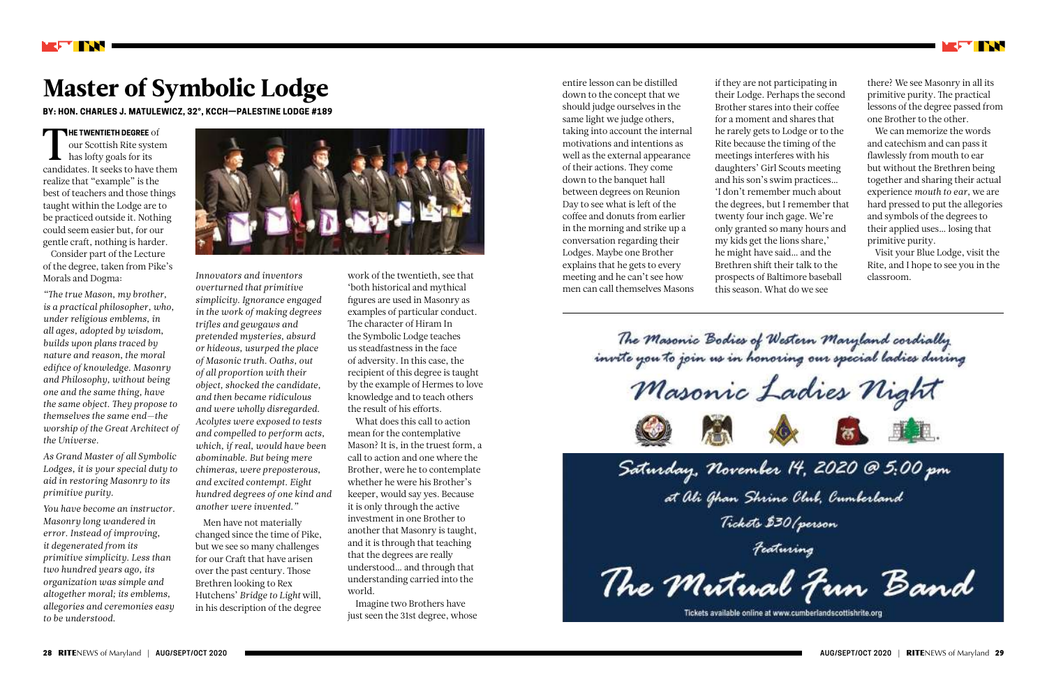# Master of Symbolic Lodge

**BY: HON. CHARLES J. MATULEWICZ, 32°, KCCH—PALESTINE LODGE #189**

**THE TWENTIETH DEGREE** of our Scottish Rite system has lofty goals for its candidates. It seeks to have them realize that "example" is the best of teachers and those things taught within the Lodge are to be practiced outside it. Nothing could seem easier but, for our gentle craft, nothing is harder.

Consider part of the Lecture of the degree, taken from Pike's Morals and Dogma:

*"The true Mason, my brother, is a practical philosopher, who, under religious emblems, in all ages, adopted by wisdom, builds upon plans traced by nature and reason, the moral edifice of knowledge. Masonry and Philosophy, without being one and the same thing, have the same object. They propose to themselves the same end—the worship of the Great Architect of the Universe.*

*As Grand Master of all Symbolic Lodges, it is your special duty to aid in restoring Masonry to its primitive purity.*

*You have become an instructor. Masonry long wandered in error. Instead of improving, it degenerated from its primitive simplicity. Less than two hundred years ago, its organization was simple and altogether moral; its emblems, allegories and ceremonies easy to be understood. Innovators and inventors overturned that primitive simplicity. Ignorance engaged in the work of making degrees trifles and gewgaws and pretended mysteries, absurd or hideous, usurped the place of Masonic truth. Oaths, out of all proportion with their object, shocked the candidate, and then became ridiculous and were wholly disregarded. Acolytes were exposed to tests and compelled to perform acts, which, if real, would have been abominable. But being mere chimeras, were preposterous, and excited contempt. Eight hundred degrees of one kind and another were invented."*

Men have not materially changed since the time of Pike, but we see so many challenges for our Craft that have arisen over the past century. Those Brethren looking to Rex Hutchens' *Bridge to Light* will, in his description of the degree work of the twentieth, see that 'both historical and mythical figures are used in Masonry as examples of particular conduct. The character of Hiram In the Symbolic Lodge teaches us steadfastness in the face of adversity. In this case, the recipient of this degree is taught by the example of Hermes to love knowledge and to teach others the result of his efforts.

What does this call to action mean for the contemplative Mason? It is, in the truest form, a call to action and one where the Brother, were he to contemplate whether he were his Brother's keeper, would say yes. Because it is only through the active investment in one Brother to another that Masonry is taught, and it is through that teaching that the degrees are really understood... and through that understanding carried into the world.

Imagine two Brothers have just seen the 31st degree, whose entire lesson can be distilled down to the concept that we should judge ourselves in the same light we judge others, taking into account the internal motivations and intentions as well as the external appearance of their actions. They come down to the banquet hall between degrees on Reunion Day to see what is left of the coffee and donuts from earlier in the morning and strike up a conversation regarding their Lodges. Maybe one Brother explains that he gets to every meeting and he can't see how men can call themselves Masons if they are not participating in their Lodge. Perhaps the second Brother stares into their coffee for a moment and shares that he rarely gets to Lodge or to the Rite because the timing of the meetings interferes with his daughters' Girl Scouts meeting and his son's swim practices... 'I don't remember much about the degrees, but I remember that twenty four inch gage. We're only granted so many hours and my kids get the lions share,' he might have said... and the Brethren shift their talk to the prospects of Baltimore baseball this season. What do we see there? We see Masonry in all its primitive purity. The practical lessons of the degree passed from one Brother to the other.

We can memorize the words and catechism and can pass it flawlessly from mouth to ear but without the Brethren being together and sharing their actual experience *mouth to ear*, we are hard pressed to put the allegories and symbols of the degrees to their applied uses... losing that primitive purity.

Visit your Blue Lodge, visit the Rite, and I hope to see you in the classroom.

---

The Masonic Bodies of Western Maryland cordially invite you to join us in honoring our special ladies during

**Masonic Ladies Night**

Saturday, November 14, 2020 @ 5:00 pm

at Ali Ghan Shrine Club, Cumberland

Tickets $30/person

Featuring

**The Mutual Fun Band**

Tickets available online at www.cumberlandscottishrite.org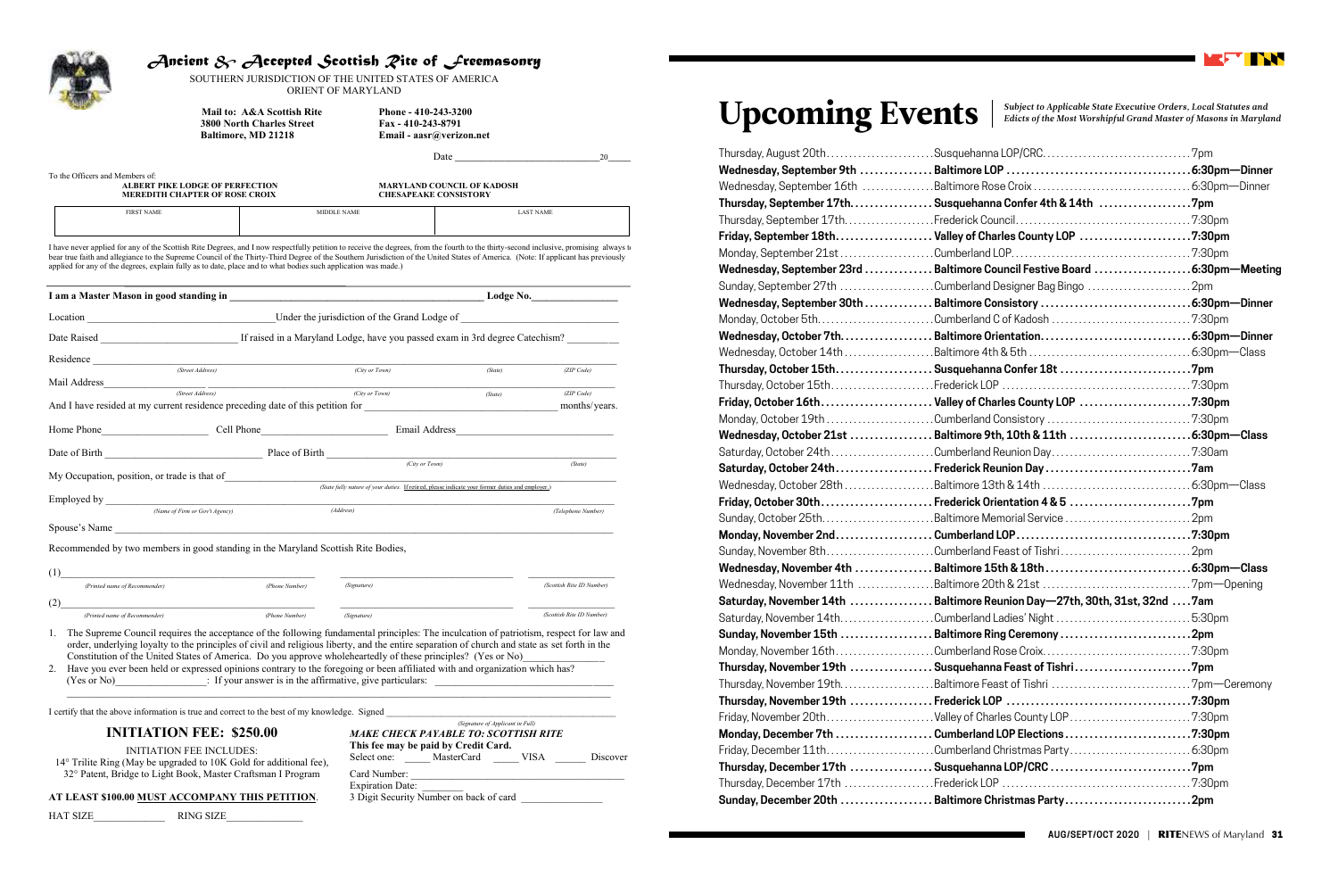# Ancient & Accepted Scottish Rite of Freemasonry

SOUTHERN JURISDICTION OF THE UNITED STATES OF AMERICA
ORIENT OF MARYLAND

**Mail to: A&A Scottish Rite**
**3800 North Charles Street**
**Baltimore, MD 21218**

**Phone - 410-243-3200**
**Fax - 410-243-8791**
**Email - aasr@verizon.net**

Date ______________________ 20____

To the Officers and Members of:

**ALBERT PIKE LODGE OF PERFECTION**
**MEREDITH CHAPTER OF ROSE CROIX**

**MARYLAND COUNCIL OF KADOSH**
**CHESAPEAKE CONSISTORY**

| FIRST NAME | MIDDLE NAME | LAST NAME |
|---|---|---|
| | | |

I have never applied for any of the Scottish Rite Degrees, and I now respectfully petition to receive the degrees, from the fourth to the thirty-second inclusive, promising always to bear true faith and allegiance to the Supreme Council of the Thirty-Third Degree of the Southern Jurisdiction of the United States of America. (Note: If applicant has previously applied for any of the degrees, explain fully as to date, place and to what bodies such application was made.)

**I am a Master Mason in good standing in** ______________________ **Lodge No.** ________

Location ______________________ Under the jurisdiction of the Grand Lodge of ______________________

Date Raised ______________________ If raised in a Maryland Lodge, have you passed exam in 3rd degree Catechism? ________

Residence ______________________
(Street Address) (City or Town) (State) (ZIP Code)

Mail Address ______________________
(Street Address) (City or Town) (State) (ZIP Code)

And I have resided at my current residence preceding date of this petition for ______________________ months/years.

Home Phone ____________ Cell Phone ____________ Email Address ____________

Date of Birth ____________ Place of Birth ____________
(City or Town) (State)

My Occupation, position, or trade is that of ______________________
(State fully nature of your duties. If retired, please indicate your former duties and employer.)

Employed by ______________________
(Name of Firm or Gov't Agency) (Address) (Telephone Number)

Spouse's Name ______________________

Recommended by two members in good standing in the Maryland Scottish Rite Bodies,

(1) ______________________
(Printed name of Recommender) (Phone Number) (Signature) (Scottish Rite ID Number)

(2) ______________________
(Printed name of Recommender) (Phone Number) (Signature) (Scottish Rite ID Number)

1. The Supreme Council requires the acceptance of the following fundamental principles: The inculcation of patriotism, respect for law and order, underlying loyalty to the principles of civil and religious liberty, and the entire separation of church and state as set forth in the Constitution of the United States of America. Do you approve wholeheartedly of these principles? (Yes or No) ____________
2. Have you ever been held or expressed opinions contrary to the foregoing or been affiliated with and organization which has? (Yes or No) ____________: If your answer is in the affirmative, give particulars: ______________________

I certify that the above information is true and correct to the best of my knowledge. Signed ______________________
(Signature of Applicant in Full)

## INITIATION FEE: $250.00

INITIATION FEE INCLUDES:
14° Trilite Ring (May be upgraded to 10K Gold for additional fee), 32° Patent, Bridge to Light Book, Master Craftsman I Program

**AT LEAST $100.00 MUST ACCOMPANY THIS PETITION.**

***MAKE CHECK PAYABLE TO: SCOTTISH RITE***
**This fee may be paid by Credit Card.**
Select one: _____ MasterCard _____ VISA _____ Discover
Card Number: ______________________
Expiration Date: ________
3 Digit Security Number on back of card ________

HAT SIZE ____________ RING SIZE ____________

# Upcoming Events

*Subject to Applicable State Executive Orders, Local Statutes and Edicts of the Most Worshipful Grand Master of Masons in Maryland*

| Date | Event | Time |
|---|---|---|
| Thursday, August 20th | Susquehanna LOP/CRC | 7pm |
| **Wednesday, September 9th** | **Baltimore LOP** | **6:30pm—Dinner** |
| Wednesday, September 16th | Baltimore Rose Croix | 6:30pm—Dinner |
| **Thursday, September 17th** | **Susquehanna Confer 4th & 14th** | **7pm** |
| Thursday, September 17th | Frederick Council | 7:30pm |
| **Friday, September 18th** | **Valley of Charles County LOP** | **7:30pm** |
| Monday, September 21st | Cumberland LOP | 7:30pm |
| **Wednesday, September 23rd** | **Baltimore Council Festive Board** | **6:30pm—Meeting** |
| Sunday, September 27th | Cumberland Designer Bag Bingo | 2pm |
| **Wednesday, September 30th** | **Baltimore Consistory** | **6:30pm—Dinner** |
| Monday, October 5th | Cumberland C of Kadosh | 7:30pm |
| **Wednesday, October 7th** | **Baltimore Orientation** | **6:30pm—Dinner** |
| Wednesday, October 14th | Baltimore 4th & 5th | 6:30pm—Class |
| **Thursday, October 15th** | **Susquehanna Confer 18t** | **7pm** |
| Thursday, October 15th | Frederick LOP | 7:30pm |
| **Friday, October 16th** | **Valley of Charles County LOP** | **7:30pm** |
| Monday, October 19th | Cumberland Consistory | 7:30pm |
| **Wednesday, October 21st** | **Baltimore 9th, 10th & 11th** | **6:30pm—Class** |
| Saturday, October 24th | Cumberland Reunion Day | 7:30am |
| **Saturday, October 24th** | **Frederick Reunion Day** | **7am** |
| Wednesday, October 28th | Baltimore 13th & 14th | 6:30pm—Class |
| **Friday, October 30th** | **Frederick Orientation 4 & 5** | **7pm** |
| Sunday, October 25th | Baltimore Memorial Service | 2pm |
| **Monday, November 2nd** | **Cumberland LOP** | **7:30pm** |
| Sunday, November 8th | Cumberland Feast of Tishri | 2pm |
| **Wednesday, November 4th** | **Baltimore 15th & 18th** | **6:30pm—Class** |
| Wednesday, November 11th | Baltimore 20th & 21st | 7pm—Opening |
| **Saturday, November 14th** | **Baltimore Reunion Day—27th, 30th, 31st, 32nd** | **7am** |
| Saturday, November 14th | Cumberland Ladies' Night | 5:30pm |
| **Sunday, November 15th** | **Baltimore Ring Ceremony** | **2pm** |
| Monday, November 16th | Cumberland Rose Croix | 7:30pm |
| **Thursday, November 19th** | **Susquehanna Feast of Tishri** | **7pm** |
| Thursday, November 19th | Baltimore Feast of Tishri | 7pm—Ceremony |
| **Thursday, November 19th** | **Frederick LOP** | **7:30pm** |
| Friday, November 20th | Valley of Charles County LOP | 7:30pm |
| **Monday, December 7th** | **Cumberland LOP Elections** | **7:30pm** |
| Friday, December 11th | Cumberland Christmas Party | 6:30pm |
| **Thursday, December 17th** | **Susquehanna LOP/CRC** | **7pm** |
| Thursday, December 17th | Frederick LOP | 7:30pm |
| **Sunday, December 20th** | **Baltimore Christmas Party** | **2pm** |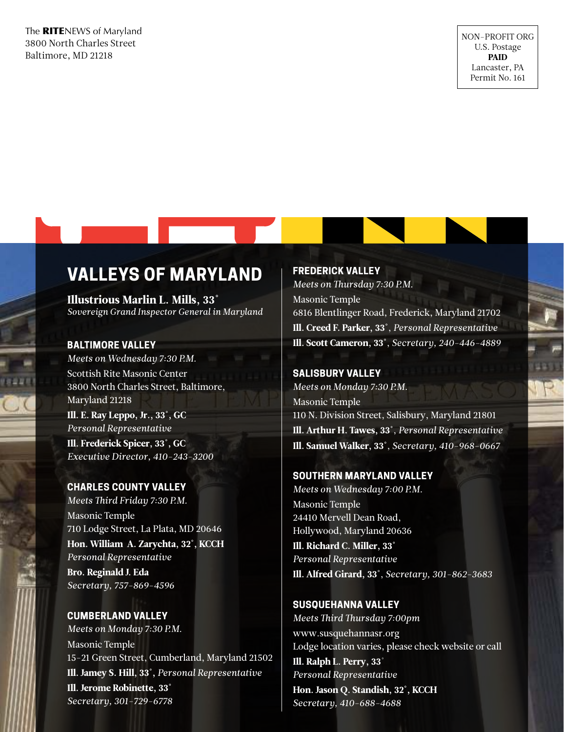The **RITE**NEWS of Maryland
3800 North Charles Street
Baltimore, MD 21218

NON-PROFIT ORG
U.S. Postage
**PAID**
Lancaster, PA
Permit No. 161

# VALLEYS OF MARYLAND

**Illustrious Marlin L. Mills, 33°**
*Sovereign Grand Inspector General in Maryland*

## BALTIMORE VALLEY

*Meets on Wednesday 7:30 P.M.*
Scottish Rite Masonic Center
3800 North Charles Street, Baltimore, Maryland 21218
**Ill. E. Ray Leppo, Jr., 33°, GC**
*Personal Representative*
**Ill. Frederick Spicer, 33°, GC**
*Executive Director, 410-243-3200*

## CHARLES COUNTY VALLEY

*Meets Third Friday 7:30 P.M.*
Masonic Temple
710 Lodge Street, La Plata, MD 20646
**Hon. William A. Zarychta, 32°, KCCH**
*Personal Representative*
**Bro. Reginald J. Eda**
*Secretary, 757-869-4596*

## CUMBERLAND VALLEY

*Meets on Monday 7:30 P.M.*
Masonic Temple
15-21 Green Street, Cumberland, Maryland 21502
**Ill. Jamey S. Hill, 33°**, *Personal Representative*
**Ill. Jerome Robinette, 33°**
*Secretary, 301-729-6778*

## FREDERICK VALLEY

*Meets on Thursday 7:30 P.M.*
Masonic Temple
6816 Blentlinger Road, Frederick, Maryland 21702
**Ill. Creed F. Parker, 33°**, *Personal Representative*
**Ill. Scott Cameron, 33°**, *Secretary, 240-446-4889*

## SALISBURY VALLEY

*Meets on Monday 7:30 P.M.*
Masonic Temple
110 N. Division Street, Salisbury, Maryland 21801
**Ill. Arthur H. Tawes, 33°**, *Personal Representative*
**Ill. Samuel Walker, 33°**, *Secretary, 410-968-0667*

## SOUTHERN MARYLAND VALLEY

*Meets on Wednesday 7:00 P.M.*
Masonic Temple
24410 Mervell Dean Road, Hollywood, Maryland 20636
**Ill. Richard C. Miller, 33°**
*Personal Representative*
**Ill. Alfred Girard, 33°**, *Secretary, 301-862-3683*

## SUSQUEHANNA VALLEY

*Meets Third Thursday 7:00pm*
www.susquehannasr.org
Lodge location varies, please check website or call
**Ill. Ralph L. Perry, 33°**
*Personal Representative*
**Hon. Jason Q. Standish, 32°, KCCH**
*Secretary, 410-688-4688*